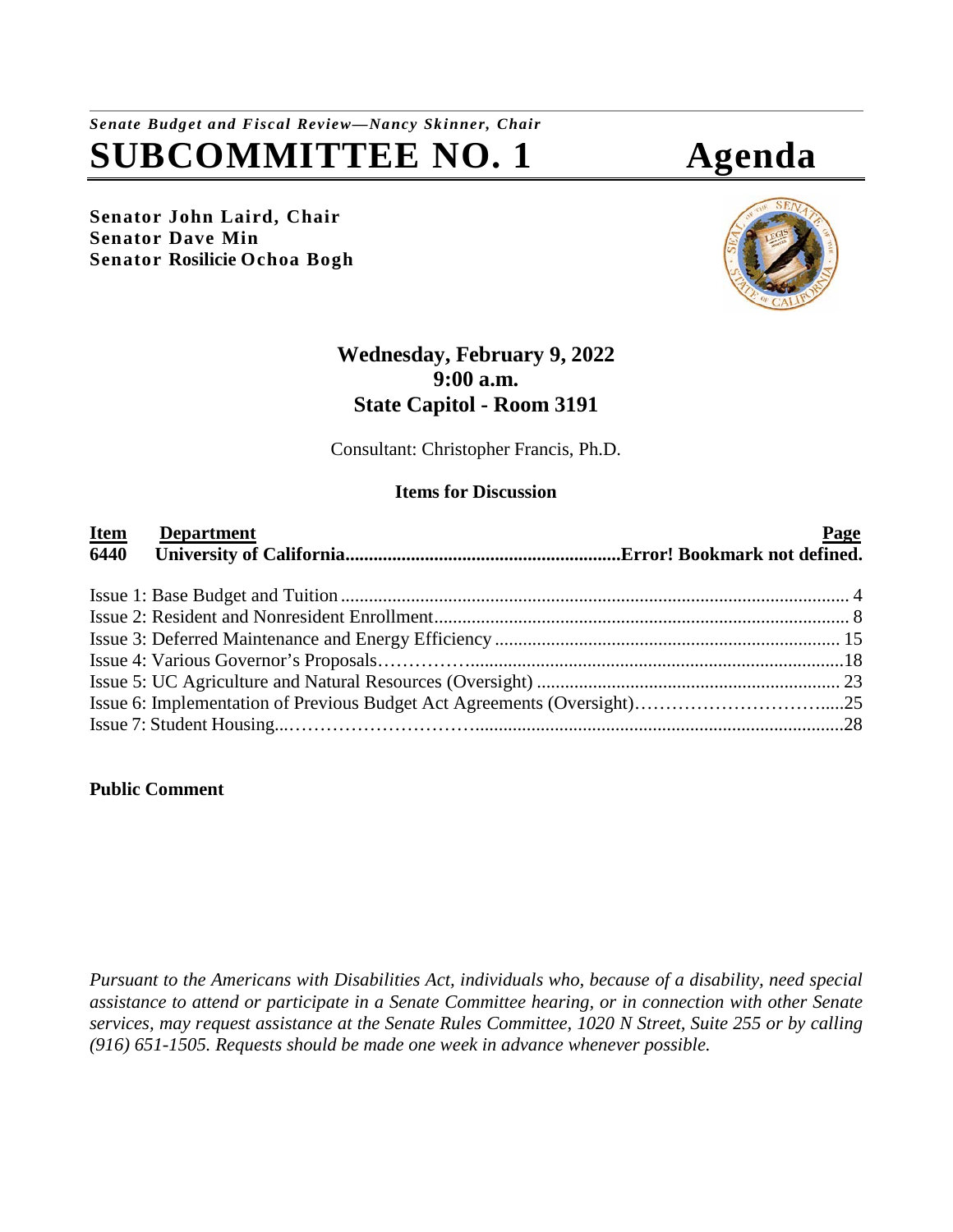*Senate Budget and Fiscal Review—Nancy Skinner, Chair*

# SUBCOMMITTEE NO. 1 Agenda

**Senator John Laird, Chair**
**Senator Dave Min**
**Senator Rosilicie Ochoa Bogh**

**Wednesday, February 9, 2022**
**9:00 a.m.**
**State Capitol - Room 3191**

Consultant: Christopher Francis, Ph.D.

**Items for Discussion**

| Item | Department | Page |
|---|---|---|
| **6440** | **University of California** | **Error! Bookmark not defined.** |

Issue 1: Base Budget and Tuition ............ 4
Issue 2: Resident and Nonresident Enrollment ............ 8
Issue 3: Deferred Maintenance and Energy Efficiency ............ 15
Issue 4: Various Governor's Proposals ............ 18
Issue 5: UC Agriculture and Natural Resources (Oversight) ............ 23
Issue 6: Implementation of Previous Budget Act Agreements (Oversight) ............ 25
Issue 7: Student Housing ............ 28

**Public Comment**

*Pursuant to the Americans with Disabilities Act, individuals who, because of a disability, need special assistance to attend or participate in a Senate Committee hearing, or in connection with other Senate services, may request assistance at the Senate Rules Committee, 1020 N Street, Suite 255 or by calling (916) 651-1505. Requests should be made one week in advance whenever possible.*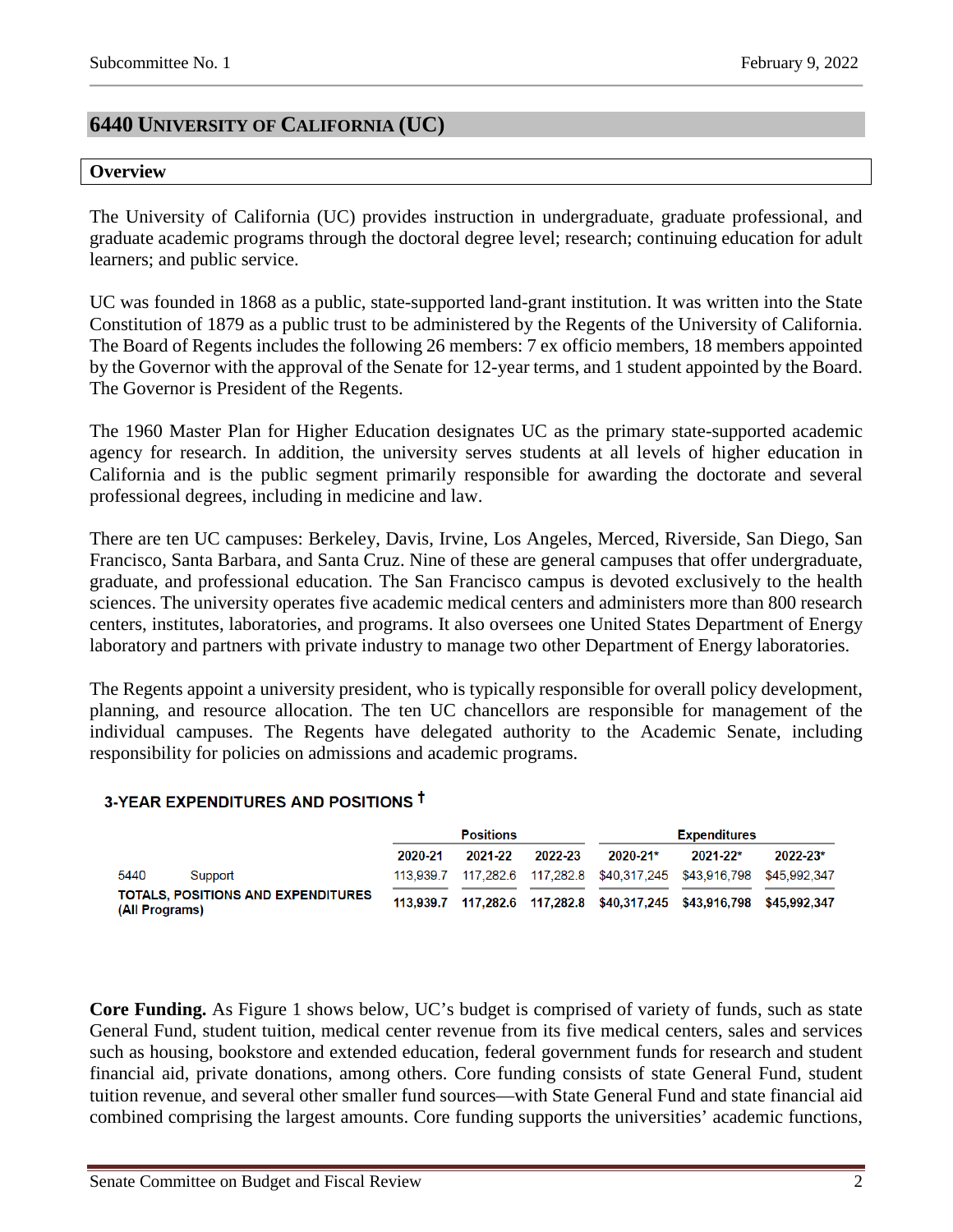## 6440 University of California (UC)

### Overview

The University of California (UC) provides instruction in undergraduate, graduate professional, and graduate academic programs through the doctoral degree level; research; continuing education for adult learners; and public service.

UC was founded in 1868 as a public, state-supported land-grant institution. It was written into the State Constitution of 1879 as a public trust to be administered by the Regents of the University of California. The Board of Regents includes the following 26 members: 7 ex officio members, 18 members appointed by the Governor with the approval of the Senate for 12-year terms, and 1 student appointed by the Board. The Governor is President of the Regents.

The 1960 Master Plan for Higher Education designates UC as the primary state-supported academic agency for research. In addition, the university serves students at all levels of higher education in California and is the public segment primarily responsible for awarding the doctorate and several professional degrees, including in medicine and law.

There are ten UC campuses: Berkeley, Davis, Irvine, Los Angeles, Merced, Riverside, San Diego, San Francisco, Santa Barbara, and Santa Cruz. Nine of these are general campuses that offer undergraduate, graduate, and professional education. The San Francisco campus is devoted exclusively to the health sciences. The university operates five academic medical centers and administers more than 800 research centers, institutes, laboratories, and programs. It also oversees one United States Department of Energy laboratory and partners with private industry to manage two other Department of Energy laboratories.

The Regents appoint a university president, who is typically responsible for overall policy development, planning, and resource allocation. The ten UC chancellors are responsible for management of the individual campuses. The Regents have delegated authority to the Academic Senate, including responsibility for policies on admissions and academic programs.

**3-YEAR EXPENDITURES AND POSITIONS †**

| | | Positions | | | Expenditures | | |
|---|---|---|---|---|---|---|---|
| | | 2020-21 | 2021-22 | 2022-23 | 2020-21* | 2021-22* | 2022-23* |
| 5440 | Support | 113,939.7 | 117,282.6 | 117,282.8 | $40,317,245 | $43,916,798 | $45,992,347 |
| **TOTALS, POSITIONS AND EXPENDITURES (All Programs)** | | **113,939.7** | **117,282.6** | **117,282.8** | **$40,317,245** | **$43,916,798** | **$45,992,347** |

**Core Funding.** As Figure 1 shows below, UC's budget is comprised of variety of funds, such as state General Fund, student tuition, medical center revenue from its five medical centers, sales and services such as housing, bookstore and extended education, federal government funds for research and student financial aid, private donations, among others. Core funding consists of state General Fund, student tuition revenue, and several other smaller fund sources—with State General Fund and state financial aid combined comprising the largest amounts. Core funding supports the universities' academic functions,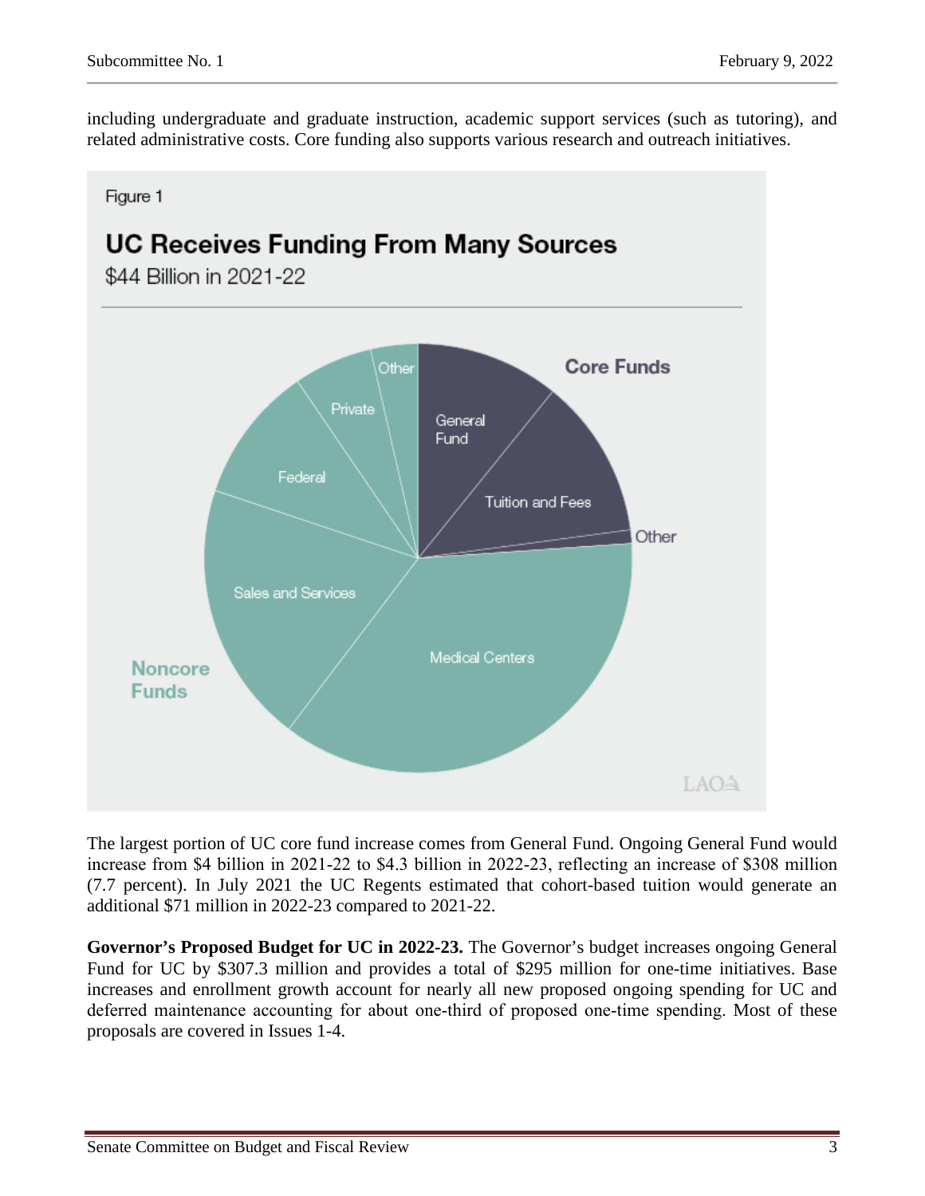including undergraduate and graduate instruction, academic support services (such as tutoring), and related administrative costs. Core funding also supports various research and outreach initiatives.

Figure 1

**UC Receives Funding From Many Sources**

$44 Billion in 2021-22

Core Funds: General Fund; Tuition and Fees; Other

Noncore Funds: Medical Centers; Sales and Services; Federal; Private; Other

The largest portion of UC core fund increase comes from General Fund. Ongoing General Fund would increase from $4 billion in 2021-22 to $4.3 billion in 2022-23, reflecting an increase of $308 million (7.7 percent). In July 2021 the UC Regents estimated that cohort-based tuition would generate an additional $71 million in 2022-23 compared to 2021-22.

**Governor's Proposed Budget for UC in 2022-23.** The Governor's budget increases ongoing General Fund for UC by $307.3 million and provides a total of $295 million for one-time initiatives. Base increases and enrollment growth account for nearly all new proposed ongoing spending for UC and deferred maintenance accounting for about one-third of proposed one-time spending. Most of these proposals are covered in Issues 1-4.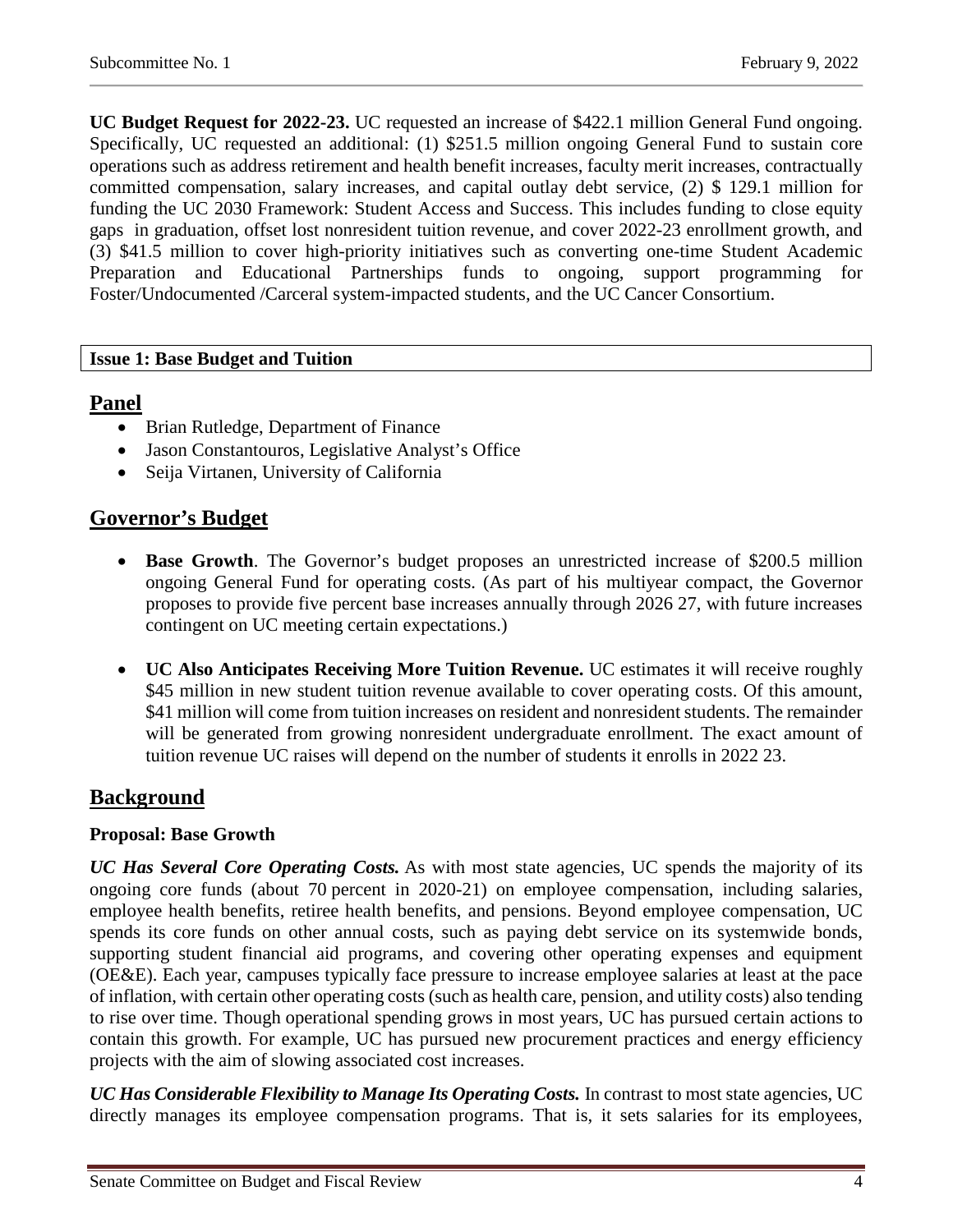**UC Budget Request for 2022-23.** UC requested an increase of $422.1 million General Fund ongoing. Specifically, UC requested an additional: (1) $251.5 million ongoing General Fund to sustain core operations such as address retirement and health benefit increases, faculty merit increases, contractually committed compensation, salary increases, and capital outlay debt service, (2) $ 129.1 million for funding the UC 2030 Framework: Student Access and Success. This includes funding to close equity gaps in graduation, offset lost nonresident tuition revenue, and cover 2022-23 enrollment growth, and (3) $41.5 million to cover high-priority initiatives such as converting one-time Student Academic Preparation and Educational Partnerships funds to ongoing, support programming for Foster/Undocumented /Carceral system-impacted students, and the UC Cancer Consortium.

**Issue 1: Base Budget and Tuition**

## Panel

- Brian Rutledge, Department of Finance
- Jason Constantouros, Legislative Analyst's Office
- Seija Virtanen, University of California

## Governor's Budget

- **Base Growth**. The Governor's budget proposes an unrestricted increase of $200.5 million ongoing General Fund for operating costs. (As part of his multiyear compact, the Governor proposes to provide five percent base increases annually through 2026 27, with future increases contingent on UC meeting certain expectations.)

- **UC Also Anticipates Receiving More Tuition Revenue.** UC estimates it will receive roughly $45 million in new student tuition revenue available to cover operating costs. Of this amount, $41 million will come from tuition increases on resident and nonresident students. The remainder will be generated from growing nonresident undergraduate enrollment. The exact amount of tuition revenue UC raises will depend on the number of students it enrolls in 2022 23.

## Background

### Proposal: Base Growth

***UC Has Several Core Operating Costs.*** As with most state agencies, UC spends the majority of its ongoing core funds (about 70 percent in 2020-21) on employee compensation, including salaries, employee health benefits, retiree health benefits, and pensions. Beyond employee compensation, UC spends its core funds on other annual costs, such as paying debt service on its systemwide bonds, supporting student financial aid programs, and covering other operating expenses and equipment (OE&E). Each year, campuses typically face pressure to increase employee salaries at least at the pace of inflation, with certain other operating costs (such as health care, pension, and utility costs) also tending to rise over time. Though operational spending grows in most years, UC has pursued certain actions to contain this growth. For example, UC has pursued new procurement practices and energy efficiency projects with the aim of slowing associated cost increases.

***UC Has Considerable Flexibility to Manage Its Operating Costs.*** In contrast to most state agencies, UC directly manages its employee compensation programs. That is, it sets salaries for its employees,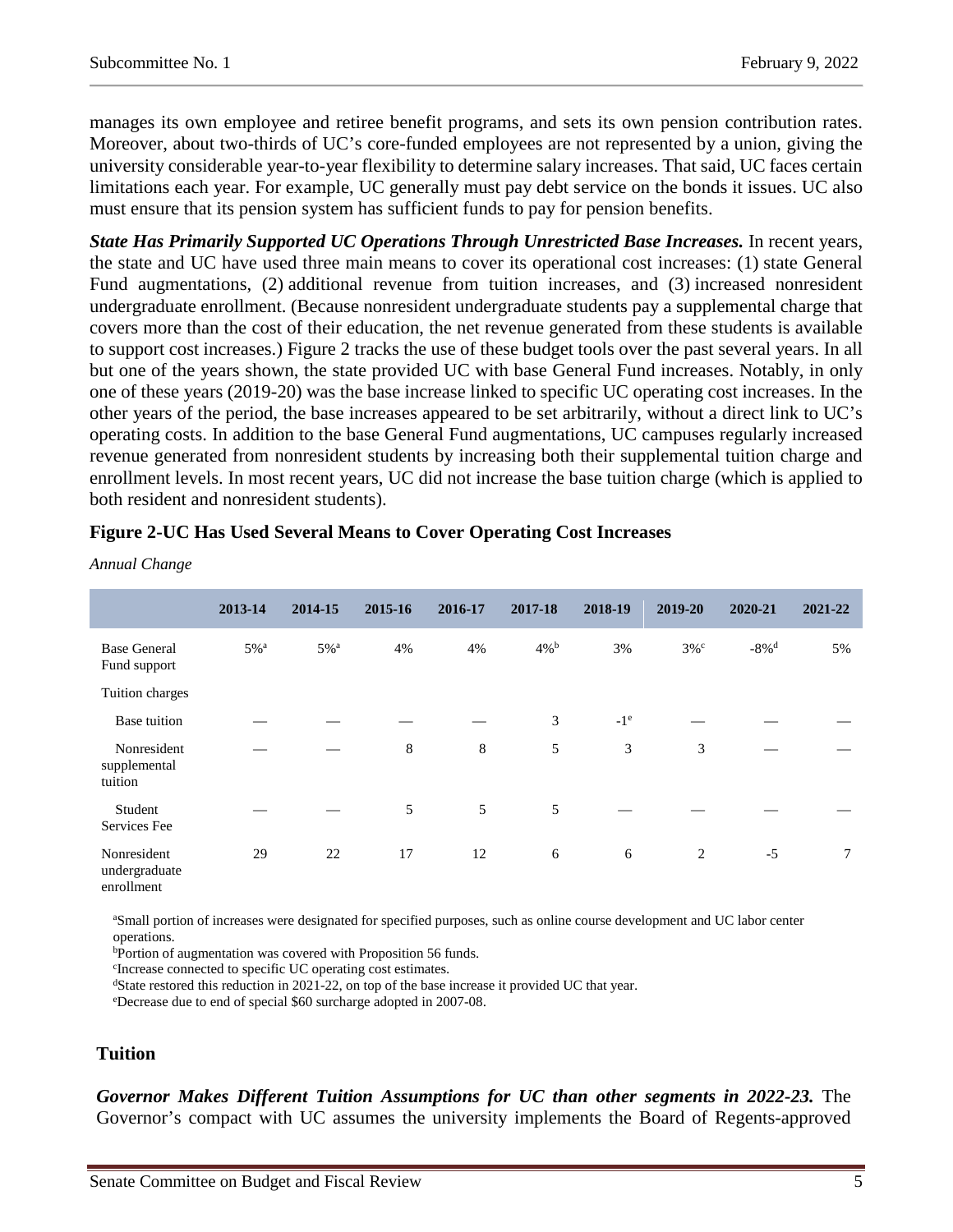manages its own employee and retiree benefit programs, and sets its own pension contribution rates. Moreover, about two-thirds of UC's core-funded employees are not represented by a union, giving the university considerable year-to-year flexibility to determine salary increases. That said, UC faces certain limitations each year. For example, UC generally must pay debt service on the bonds it issues. UC also must ensure that its pension system has sufficient funds to pay for pension benefits.

***State Has Primarily Supported UC Operations Through Unrestricted Base Increases.*** In recent years, the state and UC have used three main means to cover its operational cost increases: (1) state General Fund augmentations, (2) additional revenue from tuition increases, and (3) increased nonresident undergraduate enrollment. (Because nonresident undergraduate students pay a supplemental charge that covers more than the cost of their education, the net revenue generated from these students is available to support cost increases.) Figure 2 tracks the use of these budget tools over the past several years. In all but one of the years shown, the state provided UC with base General Fund increases. Notably, in only one of these years (2019-20) was the base increase linked to specific UC operating cost increases. In the other years of the period, the base increases appeared to be set arbitrarily, without a direct link to UC's operating costs. In addition to the base General Fund augmentations, UC campuses regularly increased revenue generated from nonresident students by increasing both their supplemental tuition charge and enrollment levels. In most recent years, UC did not increase the base tuition charge (which is applied to both resident and nonresident students).

**Figure 2-UC Has Used Several Means to Cover Operating Cost Increases**

*Annual Change*

| | 2013-14 | 2014-15 | 2015-16 | 2016-17 | 2017-18 | 2018-19 | 2019-20 | 2020-21 | 2021-22 |
|---|---|---|---|---|---|---|---|---|---|
| Base General Fund support | 5%[a] | 5%[a] | 4% | 4% | 4%[b] | 3% | 3%[c] | -8%[d] | 5% |
| Tuition charges | | | | | | | | | |
| Base tuition | — | — | — | — | 3 | -1[e] | — | — | — |
| Nonresident supplemental tuition | — | — | 8 | 8 | 5 | 3 | 3 | — | — |
| Student Services Fee | — | — | 5 | 5 | 5 | — | — | — | — |
| Nonresident undergraduate enrollment | 29 | 22 | 17 | 12 | 6 | 6 | 2 | -5 | 7 |

[a]Small portion of increases were designated for specified purposes, such as online course development and UC labor center operations.
[b]Portion of augmentation was covered with Proposition 56 funds.
[c]Increase connected to specific UC operating cost estimates.
[d]State restored this reduction in 2021-22, on top of the base increase it provided UC that year.
[e]Decrease due to end of special $60 surcharge adopted in 2007-08.

## Tuition

***Governor Makes Different Tuition Assumptions for UC than other segments in 2022-23.*** The Governor's compact with UC assumes the university implements the Board of Regents-approved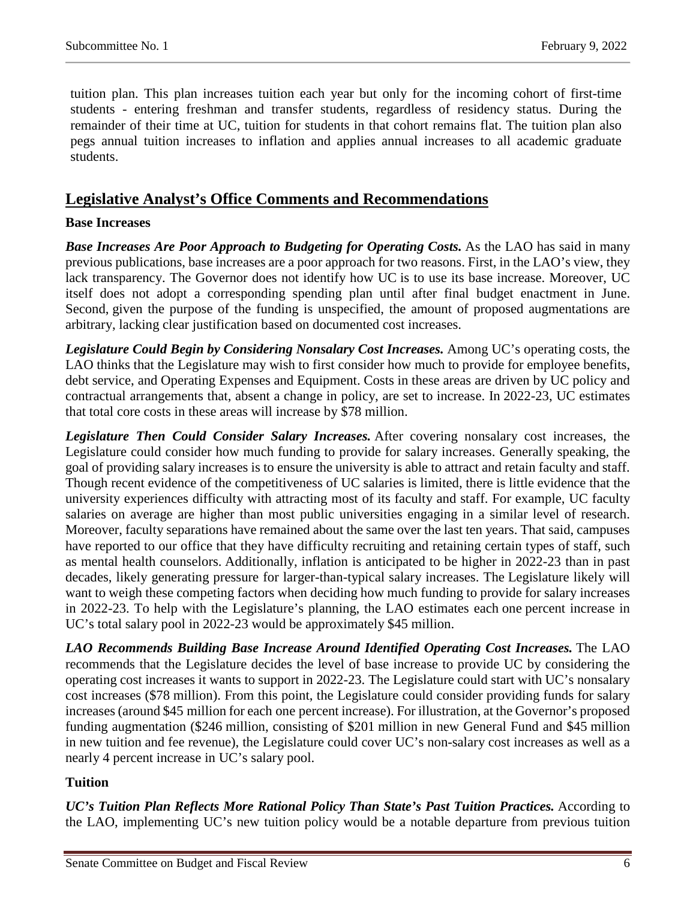tuition plan. This plan increases tuition each year but only for the incoming cohort of first-time students - entering freshman and transfer students, regardless of residency status. During the remainder of their time at UC, tuition for students in that cohort remains flat. The tuition plan also pegs annual tuition increases to inflation and applies annual increases to all academic graduate students.

## Legislative Analyst's Office Comments and Recommendations

### Base Increases

***Base Increases Are Poor Approach to Budgeting for Operating Costs.*** As the LAO has said in many previous publications, base increases are a poor approach for two reasons. First, in the LAO's view, they lack transparency. The Governor does not identify how UC is to use its base increase. Moreover, UC itself does not adopt a corresponding spending plan until after final budget enactment in June. Second, given the purpose of the funding is unspecified, the amount of proposed augmentations are arbitrary, lacking clear justification based on documented cost increases.

***Legislature Could Begin by Considering Nonsalary Cost Increases.*** Among UC's operating costs, the LAO thinks that the Legislature may wish to first consider how much to provide for employee benefits, debt service, and Operating Expenses and Equipment. Costs in these areas are driven by UC policy and contractual arrangements that, absent a change in policy, are set to increase. In 2022-23, UC estimates that total core costs in these areas will increase by $78 million.

***Legislature Then Could Consider Salary Increases.*** After covering nonsalary cost increases, the Legislature could consider how much funding to provide for salary increases. Generally speaking, the goal of providing salary increases is to ensure the university is able to attract and retain faculty and staff. Though recent evidence of the competitiveness of UC salaries is limited, there is little evidence that the university experiences difficulty with attracting most of its faculty and staff. For example, UC faculty salaries on average are higher than most public universities engaging in a similar level of research. Moreover, faculty separations have remained about the same over the last ten years. That said, campuses have reported to our office that they have difficulty recruiting and retaining certain types of staff, such as mental health counselors. Additionally, inflation is anticipated to be higher in 2022-23 than in past decades, likely generating pressure for larger-than-typical salary increases. The Legislature likely will want to weigh these competing factors when deciding how much funding to provide for salary increases in 2022-23. To help with the Legislature's planning, the LAO estimates each one percent increase in UC's total salary pool in 2022-23 would be approximately $45 million.

***LAO Recommends Building Base Increase Around Identified Operating Cost Increases.*** The LAO recommends that the Legislature decides the level of base increase to provide UC by considering the operating cost increases it wants to support in 2022-23. The Legislature could start with UC's nonsalary cost increases ($78 million). From this point, the Legislature could consider providing funds for salary increases (around $45 million for each one percent increase). For illustration, at the Governor's proposed funding augmentation ($246 million, consisting of $201 million in new General Fund and $45 million in new tuition and fee revenue), the Legislature could cover UC's non-salary cost increases as well as a nearly 4 percent increase in UC's salary pool.

### Tuition

***UC's Tuition Plan Reflects More Rational Policy Than State's Past Tuition Practices.*** According to the LAO, implementing UC's new tuition policy would be a notable departure from previous tuition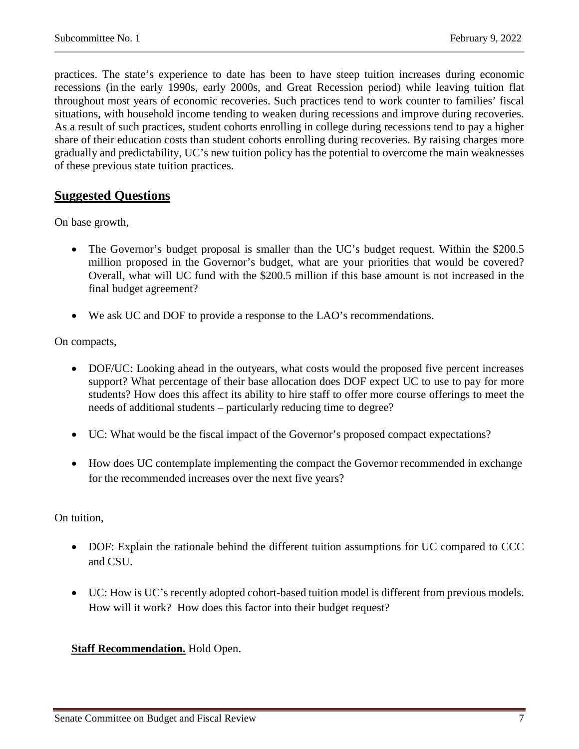practices. The state's experience to date has been to have steep tuition increases during economic recessions (in the early 1990s, early 2000s, and Great Recession period) while leaving tuition flat throughout most years of economic recoveries. Such practices tend to work counter to families' fiscal situations, with household income tending to weaken during recessions and improve during recoveries. As a result of such practices, student cohorts enrolling in college during recessions tend to pay a higher share of their education costs than student cohorts enrolling during recoveries. By raising charges more gradually and predictability, UC's new tuition policy has the potential to overcome the main weaknesses of these previous state tuition practices.

## Suggested Questions

On base growth,

- The Governor's budget proposal is smaller than the UC's budget request. Within the $200.5 million proposed in the Governor's budget, what are your priorities that would be covered? Overall, what will UC fund with the $200.5 million if this base amount is not increased in the final budget agreement?

- We ask UC and DOF to provide a response to the LAO's recommendations.

On compacts,

- DOF/UC: Looking ahead in the outyears, what costs would the proposed five percent increases support? What percentage of their base allocation does DOF expect UC to use to pay for more students? How does this affect its ability to hire staff to offer more course offerings to meet the needs of additional students – particularly reducing time to degree?

- UC: What would be the fiscal impact of the Governor's proposed compact expectations?

- How does UC contemplate implementing the compact the Governor recommended in exchange for the recommended increases over the next five years?

On tuition,

- DOF: Explain the rationale behind the different tuition assumptions for UC compared to CCC and CSU.

- UC: How is UC's recently adopted cohort-based tuition model is different from previous models. How will it work? How does this factor into their budget request?

**Staff Recommendation.** Hold Open.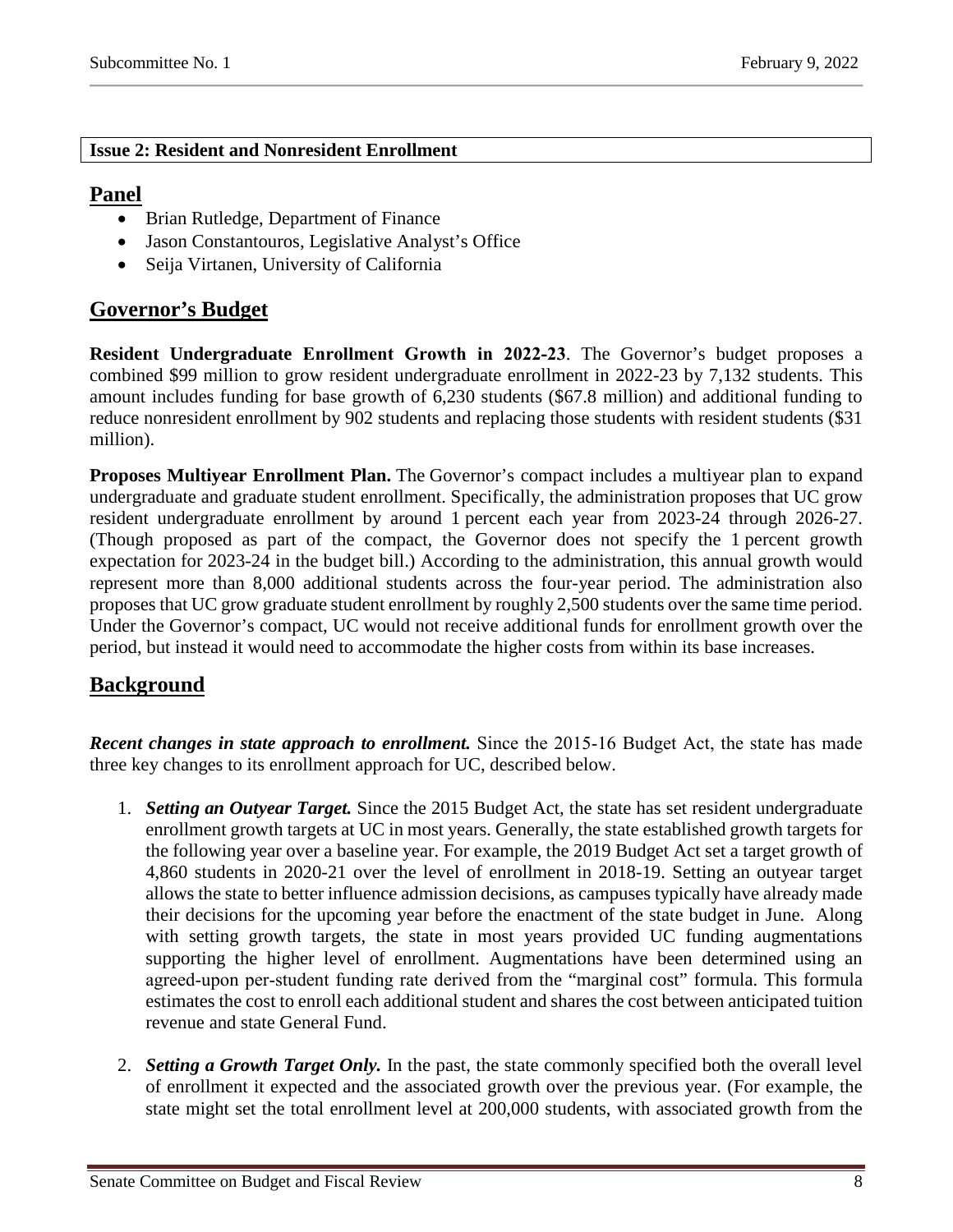**Issue 2: Resident and Nonresident Enrollment**

## Panel

- Brian Rutledge, Department of Finance
- Jason Constantouros, Legislative Analyst's Office
- Seija Virtanen, University of California

## Governor's Budget

**Resident Undergraduate Enrollment Growth in 2022-23**. The Governor's budget proposes a combined $99 million to grow resident undergraduate enrollment in 2022-23 by 7,132 students. This amount includes funding for base growth of 6,230 students ($67.8 million) and additional funding to reduce nonresident enrollment by 902 students and replacing those students with resident students ($31 million).

**Proposes Multiyear Enrollment Plan.** The Governor's compact includes a multiyear plan to expand undergraduate and graduate student enrollment. Specifically, the administration proposes that UC grow resident undergraduate enrollment by around 1 percent each year from 2023-24 through 2026-27. (Though proposed as part of the compact, the Governor does not specify the 1 percent growth expectation for 2023-24 in the budget bill.) According to the administration, this annual growth would represent more than 8,000 additional students across the four-year period. The administration also proposes that UC grow graduate student enrollment by roughly 2,500 students over the same time period. Under the Governor's compact, UC would not receive additional funds for enrollment growth over the period, but instead it would need to accommodate the higher costs from within its base increases.

## Background

***Recent changes in state approach to enrollment.*** Since the 2015-16 Budget Act, the state has made three key changes to its enrollment approach for UC, described below.

1. ***Setting an Outyear Target.*** Since the 2015 Budget Act, the state has set resident undergraduate enrollment growth targets at UC in most years. Generally, the state established growth targets for the following year over a baseline year. For example, the 2019 Budget Act set a target growth of 4,860 students in 2020-21 over the level of enrollment in 2018-19. Setting an outyear target allows the state to better influence admission decisions, as campuses typically have already made their decisions for the upcoming year before the enactment of the state budget in June. Along with setting growth targets, the state in most years provided UC funding augmentations supporting the higher level of enrollment. Augmentations have been determined using an agreed-upon per-student funding rate derived from the "marginal cost" formula. This formula estimates the cost to enroll each additional student and shares the cost between anticipated tuition revenue and state General Fund.

2. ***Setting a Growth Target Only.*** In the past, the state commonly specified both the overall level of enrollment it expected and the associated growth over the previous year. (For example, the state might set the total enrollment level at 200,000 students, with associated growth from the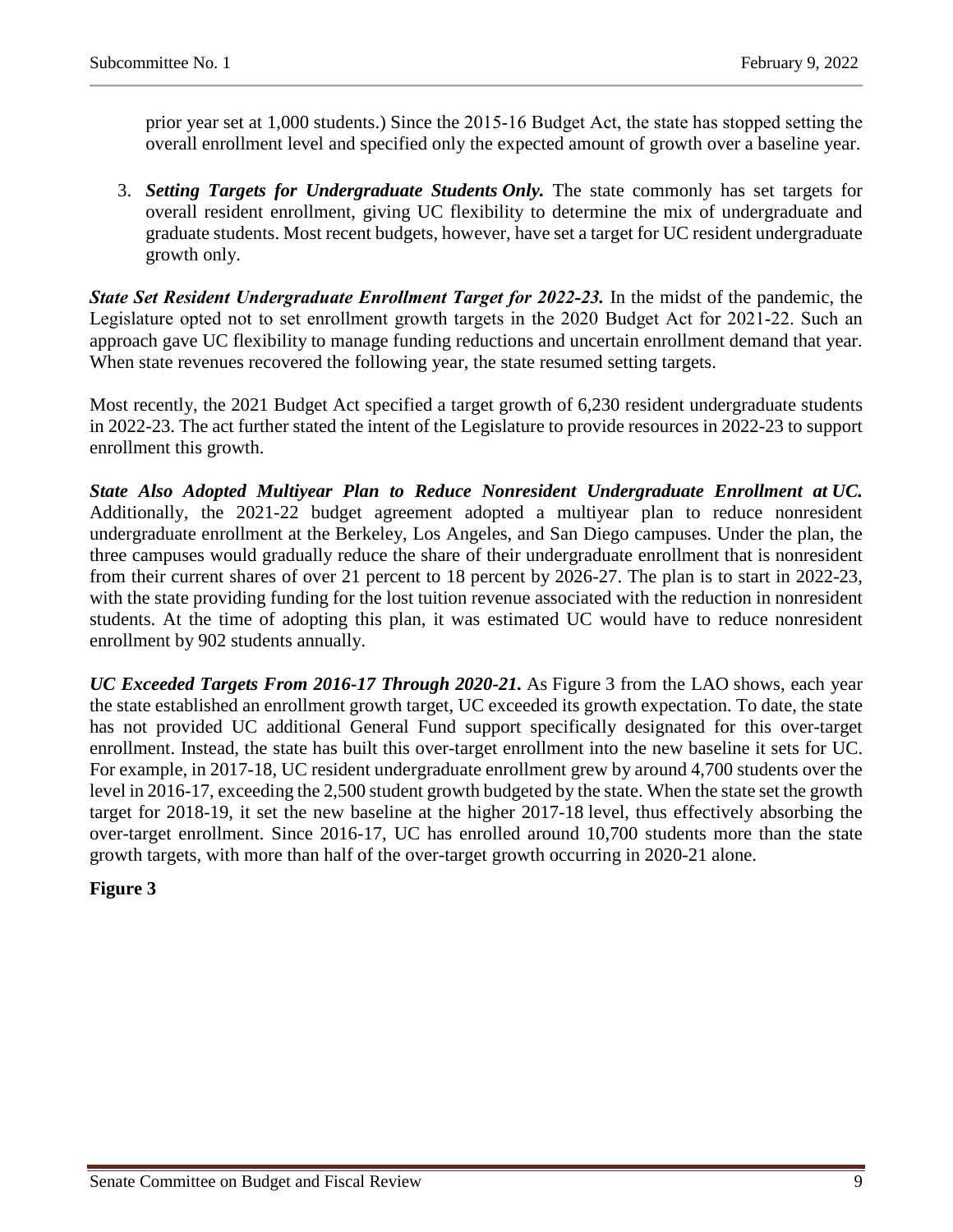prior year set at 1,000 students.) Since the 2015-16 Budget Act, the state has stopped setting the overall enrollment level and specified only the expected amount of growth over a baseline year.

3. ***Setting Targets for Undergraduate Students Only.*** The state commonly has set targets for overall resident enrollment, giving UC flexibility to determine the mix of undergraduate and graduate students. Most recent budgets, however, have set a target for UC resident undergraduate growth only.

***State Set Resident Undergraduate Enrollment Target for 2022-23.*** In the midst of the pandemic, the Legislature opted not to set enrollment growth targets in the 2020 Budget Act for 2021-22. Such an approach gave UC flexibility to manage funding reductions and uncertain enrollment demand that year. When state revenues recovered the following year, the state resumed setting targets.

Most recently, the 2021 Budget Act specified a target growth of 6,230 resident undergraduate students in 2022-23. The act further stated the intent of the Legislature to provide resources in 2022-23 to support enrollment this growth.

***State Also Adopted Multiyear Plan to Reduce Nonresident Undergraduate Enrollment at UC.*** Additionally, the 2021-22 budget agreement adopted a multiyear plan to reduce nonresident undergraduate enrollment at the Berkeley, Los Angeles, and San Diego campuses. Under the plan, the three campuses would gradually reduce the share of their undergraduate enrollment that is nonresident from their current shares of over 21 percent to 18 percent by 2026-27. The plan is to start in 2022-23, with the state providing funding for the lost tuition revenue associated with the reduction in nonresident students. At the time of adopting this plan, it was estimated UC would have to reduce nonresident enrollment by 902 students annually.

***UC Exceeded Targets From 2016-17 Through 2020-21.*** As Figure 3 from the LAO shows, each year the state established an enrollment growth target, UC exceeded its growth expectation. To date, the state has not provided UC additional General Fund support specifically designated for this over-target enrollment. Instead, the state has built this over-target enrollment into the new baseline it sets for UC. For example, in 2017-18, UC resident undergraduate enrollment grew by around 4,700 students over the level in 2016-17, exceeding the 2,500 student growth budgeted by the state. When the state set the growth target for 2018-19, it set the new baseline at the higher 2017-18 level, thus effectively absorbing the over-target enrollment. Since 2016-17, UC has enrolled around 10,700 students more than the state growth targets, with more than half of the over-target growth occurring in 2020-21 alone.

**Figure 3**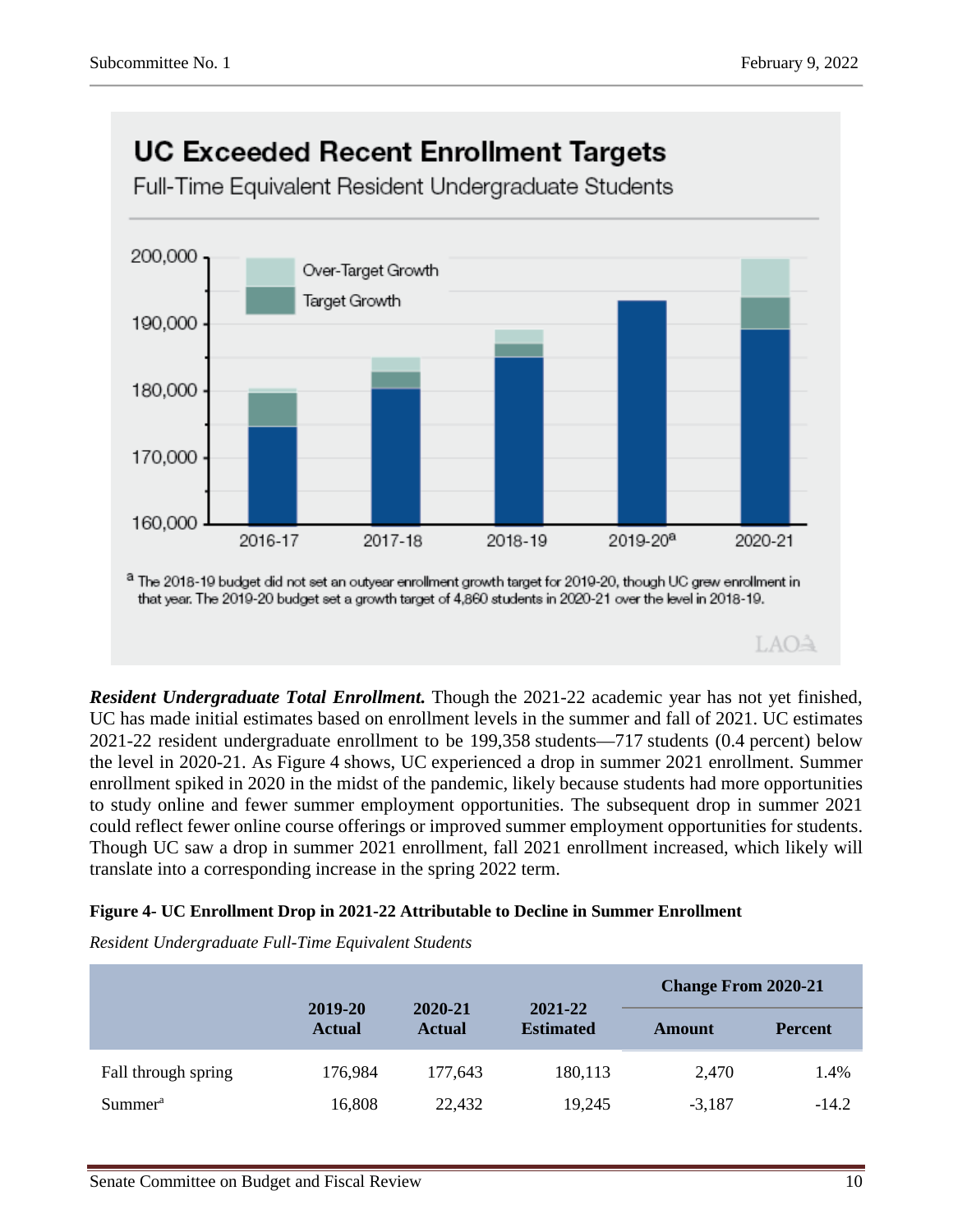## UC Exceeded Recent Enrollment Targets

Full-Time Equivalent Resident Undergraduate Students

[a] The 2018-19 budget did not set an outyear enrollment growth target for 2019-20, though UC grew enrollment in that year. The 2019-20 budget set a growth target of 4,860 students in 2020-21 over the level in 2018-19.

***Resident Undergraduate Total Enrollment.*** Though the 2021-22 academic year has not yet finished, UC has made initial estimates based on enrollment levels in the summer and fall of 2021. UC estimates 2021-22 resident undergraduate enrollment to be 199,358 students—717 students (0.4 percent) below the level in 2020-21. As Figure 4 shows, UC experienced a drop in summer 2021 enrollment. Summer enrollment spiked in 2020 in the midst of the pandemic, likely because students had more opportunities to study online and fewer summer employment opportunities. The subsequent drop in summer 2021 could reflect fewer online course offerings or improved summer employment opportunities for students. Though UC saw a drop in summer 2021 enrollment, fall 2021 enrollment increased, which likely will translate into a corresponding increase in the spring 2022 term.

**Figure 4- UC Enrollment Drop in 2021-22 Attributable to Decline in Summer Enrollment**

*Resident Undergraduate Full-Time Equivalent Students*

| | 2019-20 Actual | 2020-21 Actual | 2021-22 Estimated | Change From 2020-21 | |
|---|---|---|---|---|---|
| | | | | Amount | Percent |
| Fall through spring | 176,984 | 177,643 | 180,113 | 2,470 | 1.4% |
| Summer[a] | 16,808 | 22,432 | 19,245 | -3,187 | -14.2 |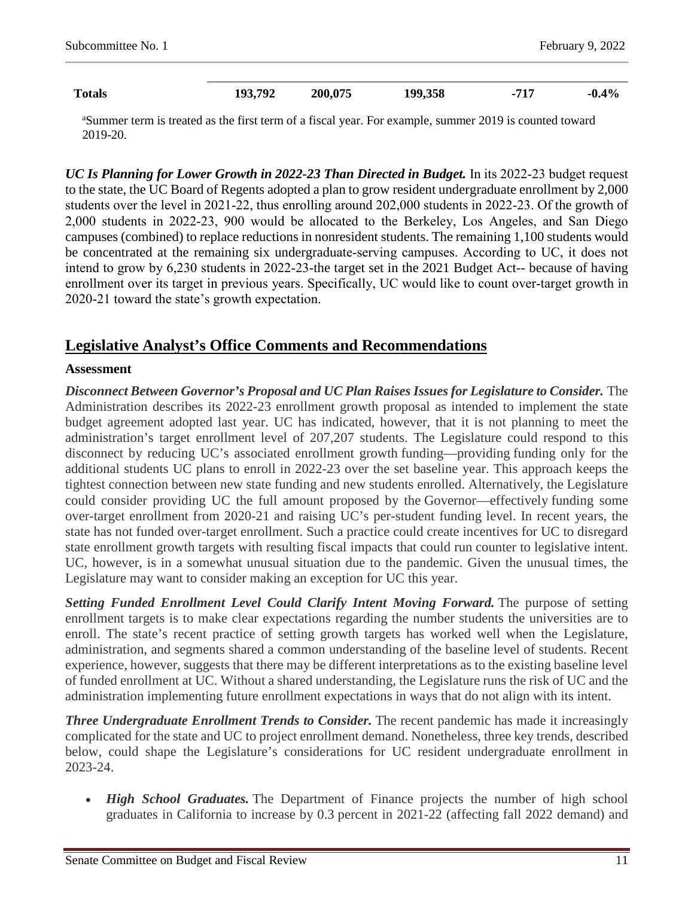| | | | | | |
|---|---|---|---|---|---|
| **Totals** | **193,792** | **200,075** | **199,358** | **-717** | **-0.4%** |

[a]Summer term is treated as the first term of a fiscal year. For example, summer 2019 is counted toward 2019-20.

***UC Is Planning for Lower Growth in 2022-23 Than Directed in Budget.*** In its 2022-23 budget request to the state, the UC Board of Regents adopted a plan to grow resident undergraduate enrollment by 2,000 students over the level in 2021-22, thus enrolling around 202,000 students in 2022-23. Of the growth of 2,000 students in 2022-23, 900 would be allocated to the Berkeley, Los Angeles, and San Diego campuses (combined) to replace reductions in nonresident students. The remaining 1,100 students would be concentrated at the remaining six undergraduate-serving campuses. According to UC, it does not intend to grow by 6,230 students in 2022-23-the target set in the 2021 Budget Act-- because of having enrollment over its target in previous years. Specifically, UC would like to count over-target growth in 2020-21 toward the state's growth expectation.

## Legislative Analyst's Office Comments and Recommendations

**Assessment**

***Disconnect Between Governor's Proposal and UC Plan Raises Issues for Legislature to Consider.*** The Administration describes its 2022-23 enrollment growth proposal as intended to implement the state budget agreement adopted last year. UC has indicated, however, that it is not planning to meet the administration's target enrollment level of 207,207 students. The Legislature could respond to this disconnect by reducing UC's associated enrollment growth funding—providing funding only for the additional students UC plans to enroll in 2022-23 over the set baseline year. This approach keeps the tightest connection between new state funding and new students enrolled. Alternatively, the Legislature could consider providing UC the full amount proposed by the Governor—effectively funding some over-target enrollment from 2020-21 and raising UC's per-student funding level. In recent years, the state has not funded over-target enrollment. Such a practice could create incentives for UC to disregard state enrollment growth targets with resulting fiscal impacts that could run counter to legislative intent. UC, however, is in a somewhat unusual situation due to the pandemic. Given the unusual times, the Legislature may want to consider making an exception for UC this year.

***Setting Funded Enrollment Level Could Clarify Intent Moving Forward.*** The purpose of setting enrollment targets is to make clear expectations regarding the number students the universities are to enroll. The state's recent practice of setting growth targets has worked well when the Legislature, administration, and segments shared a common understanding of the baseline level of students. Recent experience, however, suggests that there may be different interpretations as to the existing baseline level of funded enrollment at UC. Without a shared understanding, the Legislature runs the risk of UC and the administration implementing future enrollment expectations in ways that do not align with its intent.

***Three Undergraduate Enrollment Trends to Consider.*** The recent pandemic has made it increasingly complicated for the state and UC to project enrollment demand. Nonetheless, three key trends, described below, could shape the Legislature's considerations for UC resident undergraduate enrollment in 2023-24.

- ***High School Graduates.*** The Department of Finance projects the number of high school graduates in California to increase by 0.3 percent in 2021-22 (affecting fall 2022 demand) and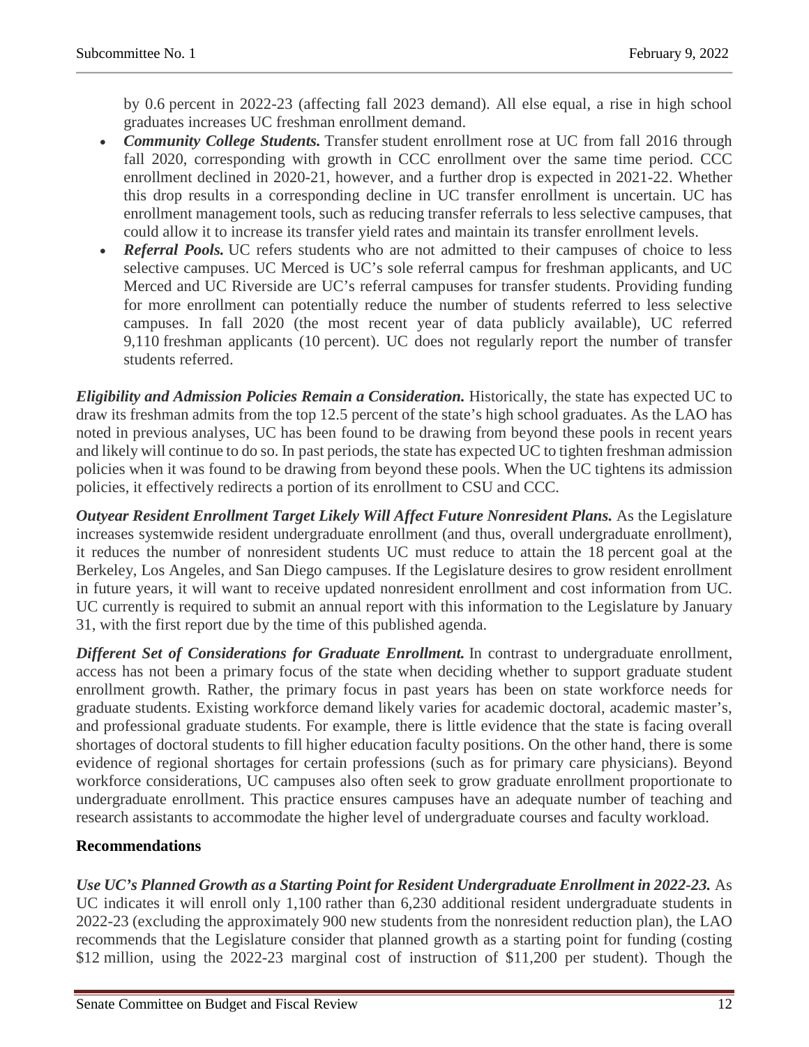by 0.6 percent in 2022-23 (affecting fall 2023 demand). All else equal, a rise in high school graduates increases UC freshman enrollment demand.

- ***Community College Students.*** Transfer student enrollment rose at UC from fall 2016 through fall 2020, corresponding with growth in CCC enrollment over the same time period. CCC enrollment declined in 2020-21, however, and a further drop is expected in 2021-22. Whether this drop results in a corresponding decline in UC transfer enrollment is uncertain. UC has enrollment management tools, such as reducing transfer referrals to less selective campuses, that could allow it to increase its transfer yield rates and maintain its transfer enrollment levels.
- ***Referral Pools.*** UC refers students who are not admitted to their campuses of choice to less selective campuses. UC Merced is UC's sole referral campus for freshman applicants, and UC Merced and UC Riverside are UC's referral campuses for transfer students. Providing funding for more enrollment can potentially reduce the number of students referred to less selective campuses. In fall 2020 (the most recent year of data publicly available), UC referred 9,110 freshman applicants (10 percent). UC does not regularly report the number of transfer students referred.

***Eligibility and Admission Policies Remain a Consideration.*** Historically, the state has expected UC to draw its freshman admits from the top 12.5 percent of the state's high school graduates. As the LAO has noted in previous analyses, UC has been found to be drawing from beyond these pools in recent years and likely will continue to do so. In past periods, the state has expected UC to tighten freshman admission policies when it was found to be drawing from beyond these pools. When the UC tightens its admission policies, it effectively redirects a portion of its enrollment to CSU and CCC.

***Outyear Resident Enrollment Target Likely Will Affect Future Nonresident Plans.*** As the Legislature increases systemwide resident undergraduate enrollment (and thus, overall undergraduate enrollment), it reduces the number of nonresident students UC must reduce to attain the 18 percent goal at the Berkeley, Los Angeles, and San Diego campuses. If the Legislature desires to grow resident enrollment in future years, it will want to receive updated nonresident enrollment and cost information from UC. UC currently is required to submit an annual report with this information to the Legislature by January 31, with the first report due by the time of this published agenda.

***Different Set of Considerations for Graduate Enrollment.*** In contrast to undergraduate enrollment, access has not been a primary focus of the state when deciding whether to support graduate student enrollment growth. Rather, the primary focus in past years has been on state workforce needs for graduate students. Existing workforce demand likely varies for academic doctoral, academic master's, and professional graduate students. For example, there is little evidence that the state is facing overall shortages of doctoral students to fill higher education faculty positions. On the other hand, there is some evidence of regional shortages for certain professions (such as for primary care physicians). Beyond workforce considerations, UC campuses also often seek to grow graduate enrollment proportionate to undergraduate enrollment. This practice ensures campuses have an adequate number of teaching and research assistants to accommodate the higher level of undergraduate courses and faculty workload.

**Recommendations**

***Use UC's Planned Growth as a Starting Point for Resident Undergraduate Enrollment in 2022-23.*** As UC indicates it will enroll only 1,100 rather than 6,230 additional resident undergraduate students in 2022-23 (excluding the approximately 900 new students from the nonresident reduction plan), the LAO recommends that the Legislature consider that planned growth as a starting point for funding (costing $12 million, using the 2022-23 marginal cost of instruction of $11,200 per student). Though the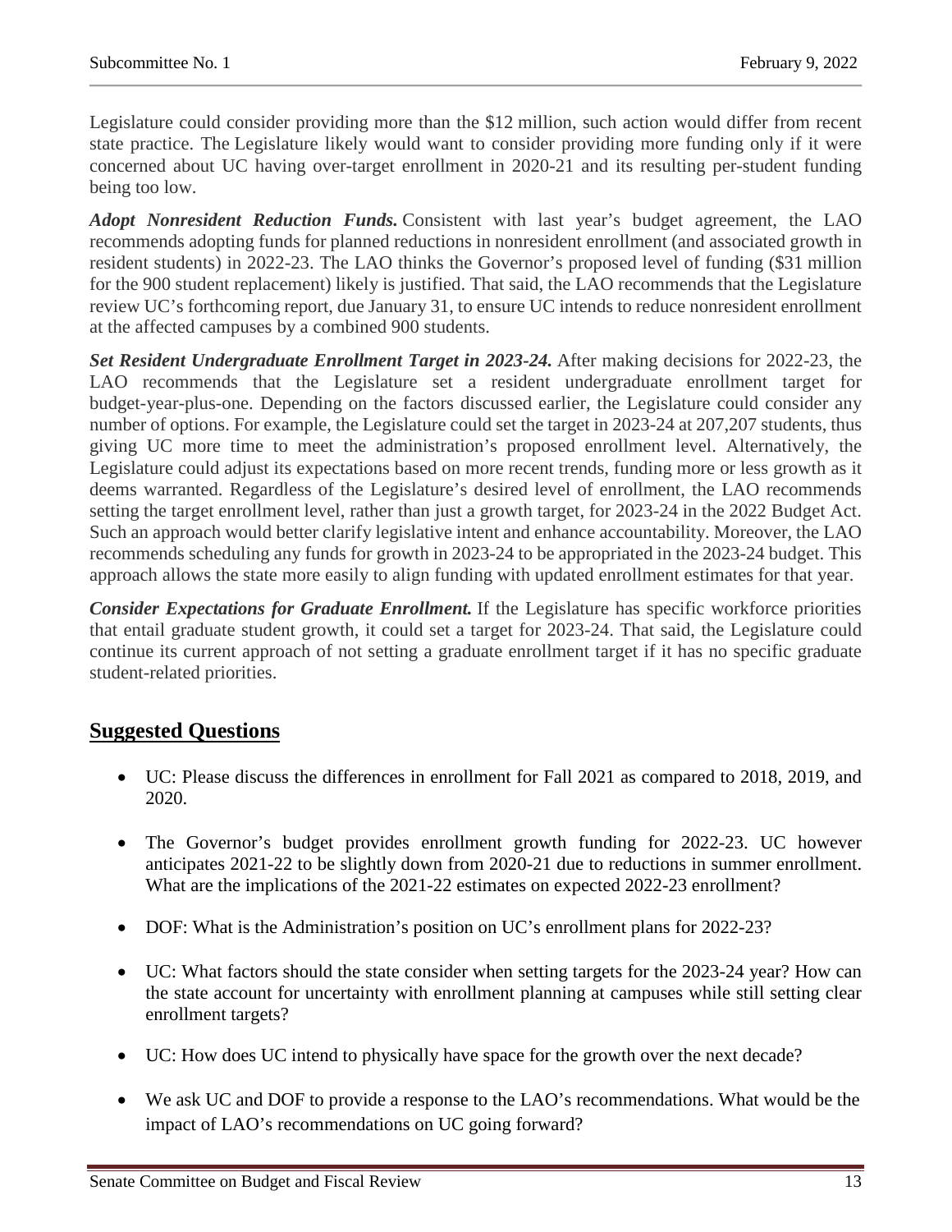Legislature could consider providing more than the $12 million, such action would differ from recent state practice. The Legislature likely would want to consider providing more funding only if it were concerned about UC having over-target enrollment in 2020-21 and its resulting per-student funding being too low.

***Adopt Nonresident Reduction Funds.*** Consistent with last year's budget agreement, the LAO recommends adopting funds for planned reductions in nonresident enrollment (and associated growth in resident students) in 2022-23. The LAO thinks the Governor's proposed level of funding ($31 million for the 900 student replacement) likely is justified. That said, the LAO recommends that the Legislature review UC's forthcoming report, due January 31, to ensure UC intends to reduce nonresident enrollment at the affected campuses by a combined 900 students.

***Set Resident Undergraduate Enrollment Target in 2023-24.*** After making decisions for 2022-23, the LAO recommends that the Legislature set a resident undergraduate enrollment target for budget-year-plus-one. Depending on the factors discussed earlier, the Legislature could consider any number of options. For example, the Legislature could set the target in 2023-24 at 207,207 students, thus giving UC more time to meet the administration's proposed enrollment level. Alternatively, the Legislature could adjust its expectations based on more recent trends, funding more or less growth as it deems warranted. Regardless of the Legislature's desired level of enrollment, the LAO recommends setting the target enrollment level, rather than just a growth target, for 2023-24 in the 2022 Budget Act. Such an approach would better clarify legislative intent and enhance accountability. Moreover, the LAO recommends scheduling any funds for growth in 2023-24 to be appropriated in the 2023-24 budget. This approach allows the state more easily to align funding with updated enrollment estimates for that year.

***Consider Expectations for Graduate Enrollment.*** If the Legislature has specific workforce priorities that entail graduate student growth, it could set a target for 2023-24. That said, the Legislature could continue its current approach of not setting a graduate enrollment target if it has no specific graduate student-related priorities.

## Suggested Questions

- UC: Please discuss the differences in enrollment for Fall 2021 as compared to 2018, 2019, and 2020.
- The Governor's budget provides enrollment growth funding for 2022-23. UC however anticipates 2021-22 to be slightly down from 2020-21 due to reductions in summer enrollment. What are the implications of the 2021-22 estimates on expected 2022-23 enrollment?
- DOF: What is the Administration's position on UC's enrollment plans for 2022-23?
- UC: What factors should the state consider when setting targets for the 2023-24 year? How can the state account for uncertainty with enrollment planning at campuses while still setting clear enrollment targets?
- UC: How does UC intend to physically have space for the growth over the next decade?
- We ask UC and DOF to provide a response to the LAO's recommendations. What would be the impact of LAO's recommendations on UC going forward?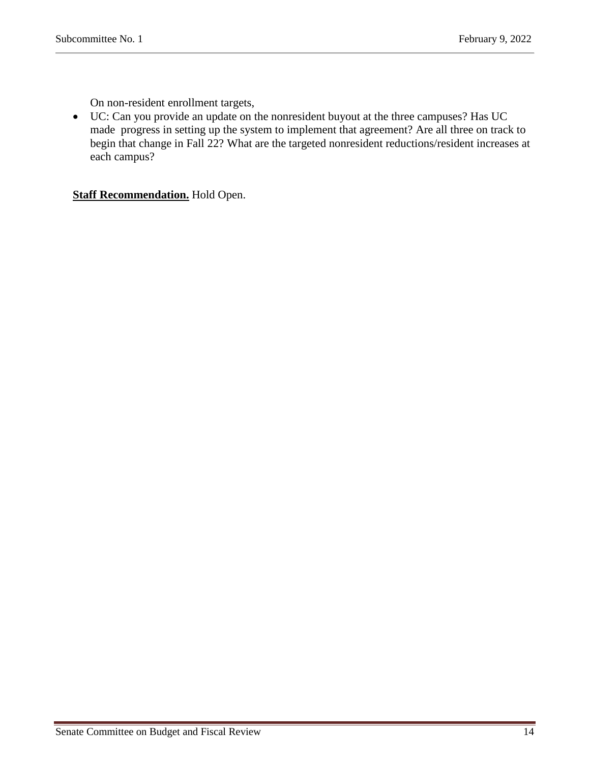On non-resident enrollment targets,

- UC: Can you provide an update on the nonresident buyout at the three campuses? Has UC made progress in setting up the system to implement that agreement? Are all three on track to begin that change in Fall 22? What are the targeted nonresident reductions/resident increases at each campus?

**Staff Recommendation.** Hold Open.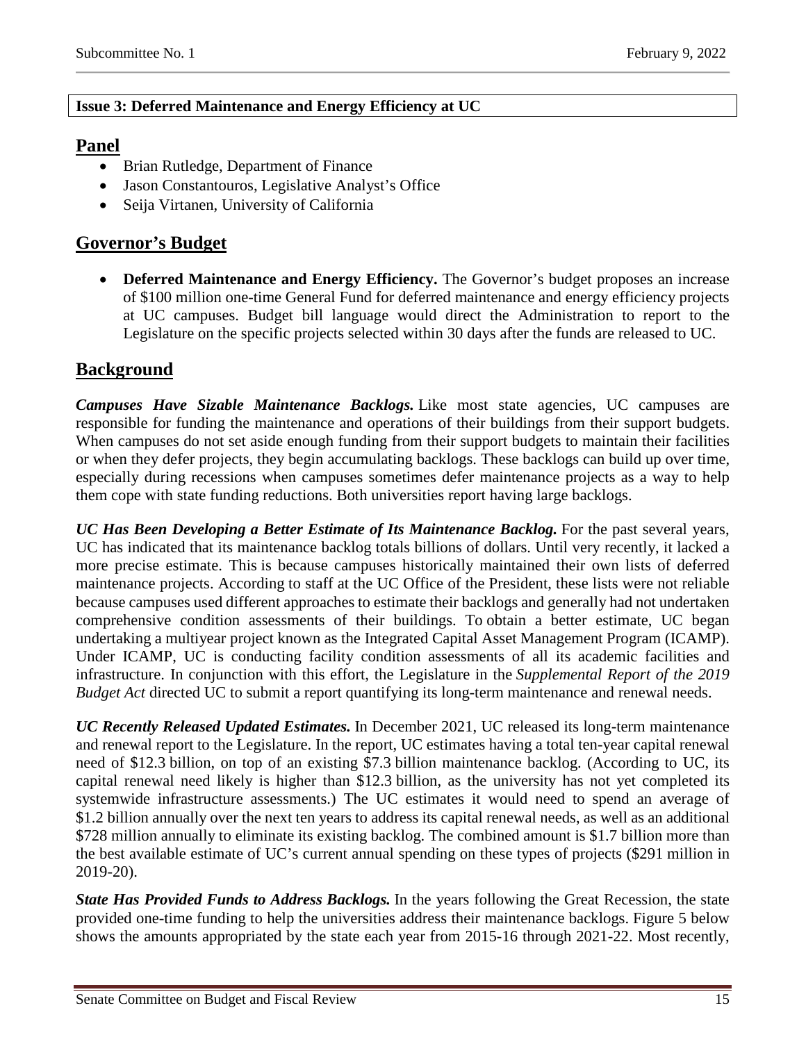**Issue 3: Deferred Maintenance and Energy Efficiency at UC**

## Panel

- Brian Rutledge, Department of Finance
- Jason Constantouros, Legislative Analyst's Office
- Seija Virtanen, University of California

## Governor's Budget

- **Deferred Maintenance and Energy Efficiency.** The Governor's budget proposes an increase of $100 million one-time General Fund for deferred maintenance and energy efficiency projects at UC campuses. Budget bill language would direct the Administration to report to the Legislature on the specific projects selected within 30 days after the funds are released to UC.

## Background

***Campuses Have Sizable Maintenance Backlogs.*** Like most state agencies, UC campuses are responsible for funding the maintenance and operations of their buildings from their support budgets. When campuses do not set aside enough funding from their support budgets to maintain their facilities or when they defer projects, they begin accumulating backlogs. These backlogs can build up over time, especially during recessions when campuses sometimes defer maintenance projects as a way to help them cope with state funding reductions. Both universities report having large backlogs.

***UC Has Been Developing a Better Estimate of Its Maintenance Backlog.*** For the past several years, UC has indicated that its maintenance backlog totals billions of dollars. Until very recently, it lacked a more precise estimate. This is because campuses historically maintained their own lists of deferred maintenance projects. According to staff at the UC Office of the President, these lists were not reliable because campuses used different approaches to estimate their backlogs and generally had not undertaken comprehensive condition assessments of their buildings. To obtain a better estimate, UC began undertaking a multiyear project known as the Integrated Capital Asset Management Program (ICAMP). Under ICAMP, UC is conducting facility condition assessments of all its academic facilities and infrastructure. In conjunction with this effort, the Legislature in the *Supplemental Report of the 2019 Budget Act* directed UC to submit a report quantifying its long-term maintenance and renewal needs.

***UC Recently Released Updated Estimates.*** In December 2021, UC released its long-term maintenance and renewal report to the Legislature. In the report, UC estimates having a total ten-year capital renewal need of $12.3 billion, on top of an existing $7.3 billion maintenance backlog. (According to UC, its capital renewal need likely is higher than $12.3 billion, as the university has not yet completed its systemwide infrastructure assessments.) The UC estimates it would need to spend an average of $1.2 billion annually over the next ten years to address its capital renewal needs, as well as an additional $728 million annually to eliminate its existing backlog. The combined amount is $1.7 billion more than the best available estimate of UC's current annual spending on these types of projects ($291 million in 2019-20).

***State Has Provided Funds to Address Backlogs.*** In the years following the Great Recession, the state provided one-time funding to help the universities address their maintenance backlogs. Figure 5 below shows the amounts appropriated by the state each year from 2015-16 through 2021-22. Most recently,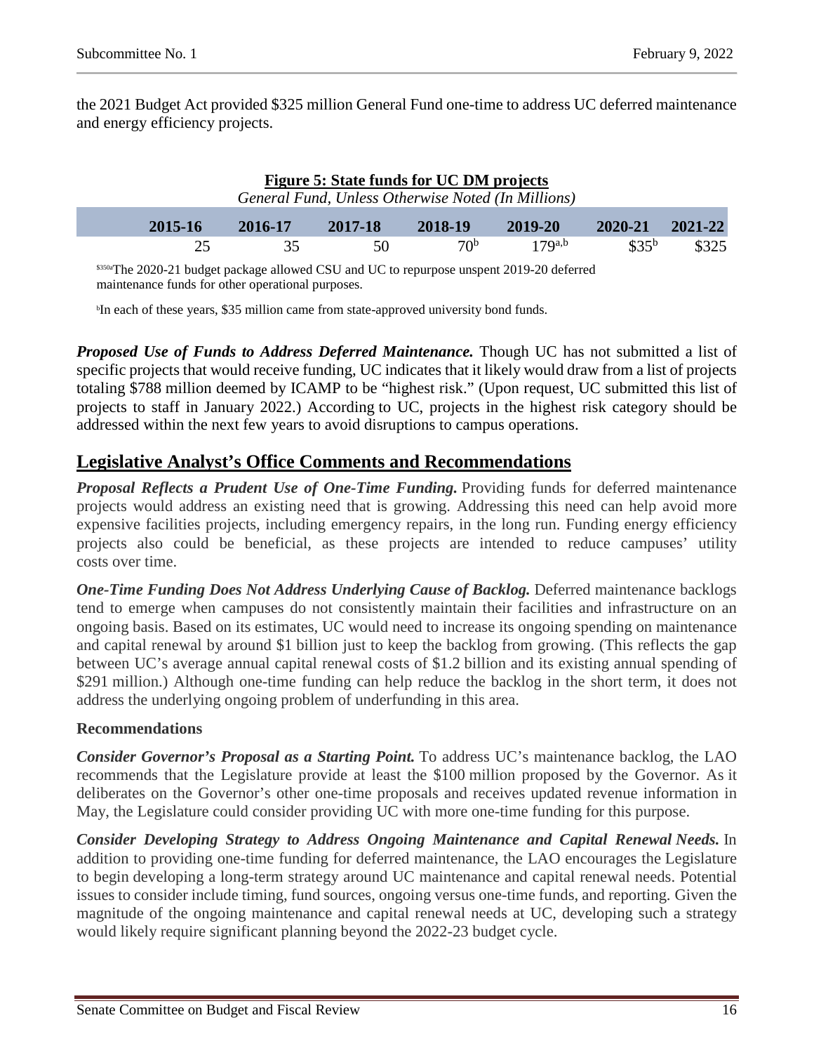the 2021 Budget Act provided $325 million General Fund one-time to address UC deferred maintenance and energy efficiency projects.

**Figure 5: State funds for UC DM projects**

*General Fund, Unless Otherwise Noted (In Millions)*

| 2015-16 | 2016-17 | 2017-18 | 2018-19 | 2019-20 | 2020-21 | 2021-22 |
|---|---|---|---|---|---|---|
| 25 | 35 | 50 | 70[b] | 179[a,b] | $35[b] | $325 |

[$350a]The 2020-21 budget package allowed CSU and UC to repurpose unspent 2019-20 deferred maintenance funds for other operational purposes.

[b]In each of these years, $35 million came from state-approved university bond funds.

***Proposed Use of Funds to Address Deferred Maintenance.*** Though UC has not submitted a list of specific projects that would receive funding, UC indicates that it likely would draw from a list of projects totaling $788 million deemed by ICAMP to be "highest risk." (Upon request, UC submitted this list of projects to staff in January 2022.) According to UC, projects in the highest risk category should be addressed within the next few years to avoid disruptions to campus operations.

## Legislative Analyst's Office Comments and Recommendations

***Proposal Reflects a Prudent Use of One-Time Funding.*** Providing funds for deferred maintenance projects would address an existing need that is growing. Addressing this need can help avoid more expensive facilities projects, including emergency repairs, in the long run. Funding energy efficiency projects also could be beneficial, as these projects are intended to reduce campuses' utility costs over time.

***One-Time Funding Does Not Address Underlying Cause of Backlog.*** Deferred maintenance backlogs tend to emerge when campuses do not consistently maintain their facilities and infrastructure on an ongoing basis. Based on its estimates, UC would need to increase its ongoing spending on maintenance and capital renewal by around $1 billion just to keep the backlog from growing. (This reflects the gap between UC's average annual capital renewal costs of $1.2 billion and its existing annual spending of $291 million.) Although one-time funding can help reduce the backlog in the short term, it does not address the underlying ongoing problem of underfunding in this area.

**Recommendations**

***Consider Governor's Proposal as a Starting Point.*** To address UC's maintenance backlog, the LAO recommends that the Legislature provide at least the $100 million proposed by the Governor. As it deliberates on the Governor's other one-time proposals and receives updated revenue information in May, the Legislature could consider providing UC with more one-time funding for this purpose.

***Consider Developing Strategy to Address Ongoing Maintenance and Capital Renewal Needs.*** In addition to providing one-time funding for deferred maintenance, the LAO encourages the Legislature to begin developing a long-term strategy around UC maintenance and capital renewal needs. Potential issues to consider include timing, fund sources, ongoing versus one-time funds, and reporting. Given the magnitude of the ongoing maintenance and capital renewal needs at UC, developing such a strategy would likely require significant planning beyond the 2022-23 budget cycle.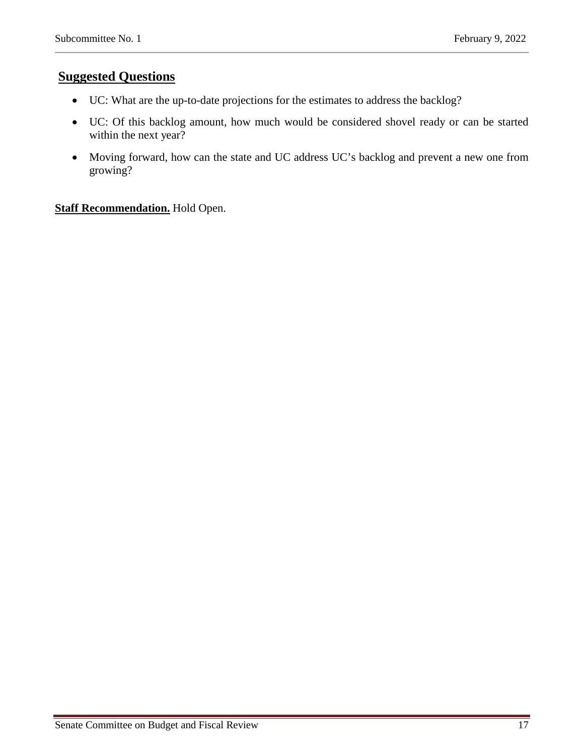## Suggested Questions

- UC: What are the up-to-date projections for the estimates to address the backlog?
- UC: Of this backlog amount, how much would be considered shovel ready or can be started within the next year?
- Moving forward, how can the state and UC address UC's backlog and prevent a new one from growing?

**Staff Recommendation.** Hold Open.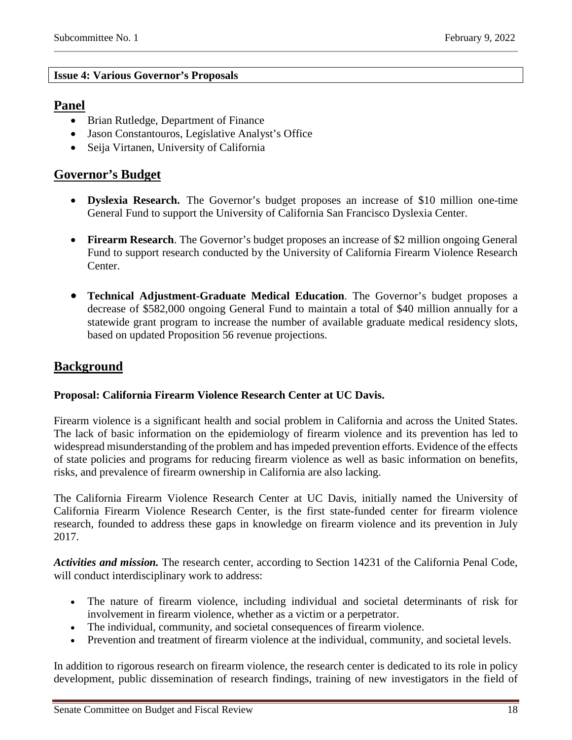**Issue 4: Various Governor's Proposals**

## Panel

- Brian Rutledge, Department of Finance
- Jason Constantouros, Legislative Analyst's Office
- Seija Virtanen, University of California

## Governor's Budget

- **Dyslexia Research.** The Governor's budget proposes an increase of $10 million one-time General Fund to support the University of California San Francisco Dyslexia Center.

- **Firearm Research**. The Governor's budget proposes an increase of $2 million ongoing General Fund to support research conducted by the University of California Firearm Violence Research Center.

- **Technical Adjustment-Graduate Medical Education**. The Governor's budget proposes a decrease of $582,000 ongoing General Fund to maintain a total of $40 million annually for a statewide grant program to increase the number of available graduate medical residency slots, based on updated Proposition 56 revenue projections.

## Background

**Proposal: California Firearm Violence Research Center at UC Davis.**

Firearm violence is a significant health and social problem in California and across the United States. The lack of basic information on the epidemiology of firearm violence and its prevention has led to widespread misunderstanding of the problem and has impeded prevention efforts. Evidence of the effects of state policies and programs for reducing firearm violence as well as basic information on benefits, risks, and prevalence of firearm ownership in California are also lacking.

The California Firearm Violence Research Center at UC Davis, initially named the University of California Firearm Violence Research Center, is the first state-funded center for firearm violence research, founded to address these gaps in knowledge on firearm violence and its prevention in July 2017.

***Activities and mission.*** The research center, according to Section 14231 of the California Penal Code, will conduct interdisciplinary work to address:

- The nature of firearm violence, including individual and societal determinants of risk for involvement in firearm violence, whether as a victim or a perpetrator.
- The individual, community, and societal consequences of firearm violence.
- Prevention and treatment of firearm violence at the individual, community, and societal levels.

In addition to rigorous research on firearm violence, the research center is dedicated to its role in policy development, public dissemination of research findings, training of new investigators in the field of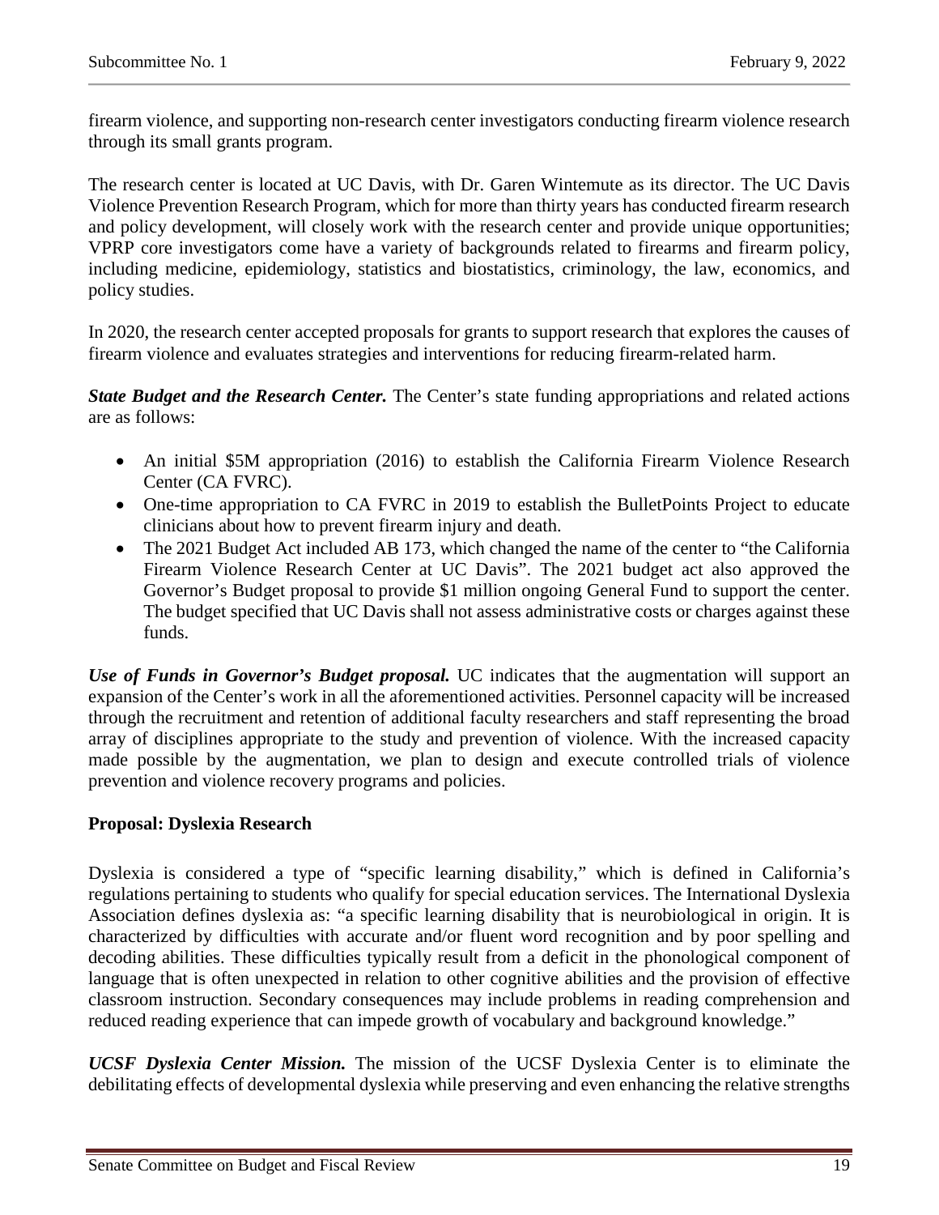firearm violence, and supporting non-research center investigators conducting firearm violence research through its small grants program.

The research center is located at UC Davis, with Dr. Garen Wintemute as its director. The UC Davis Violence Prevention Research Program, which for more than thirty years has conducted firearm research and policy development, will closely work with the research center and provide unique opportunities; VPRP core investigators come have a variety of backgrounds related to firearms and firearm policy, including medicine, epidemiology, statistics and biostatistics, criminology, the law, economics, and policy studies.

In 2020, the research center accepted proposals for grants to support research that explores the causes of firearm violence and evaluates strategies and interventions for reducing firearm-related harm.

***State Budget and the Research Center.*** The Center's state funding appropriations and related actions are as follows:

- An initial $5M appropriation (2016) to establish the California Firearm Violence Research Center (CA FVRC).
- One-time appropriation to CA FVRC in 2019 to establish the BulletPoints Project to educate clinicians about how to prevent firearm injury and death.
- The 2021 Budget Act included AB 173, which changed the name of the center to "the California Firearm Violence Research Center at UC Davis". The 2021 budget act also approved the Governor's Budget proposal to provide $1 million ongoing General Fund to support the center. The budget specified that UC Davis shall not assess administrative costs or charges against these funds.

***Use of Funds in Governor's Budget proposal.*** UC indicates that the augmentation will support an expansion of the Center's work in all the aforementioned activities. Personnel capacity will be increased through the recruitment and retention of additional faculty researchers and staff representing the broad array of disciplines appropriate to the study and prevention of violence. With the increased capacity made possible by the augmentation, we plan to design and execute controlled trials of violence prevention and violence recovery programs and policies.

**Proposal: Dyslexia Research**

Dyslexia is considered a type of "specific learning disability," which is defined in California's regulations pertaining to students who qualify for special education services. The International Dyslexia Association defines dyslexia as: "a specific learning disability that is neurobiological in origin. It is characterized by difficulties with accurate and/or fluent word recognition and by poor spelling and decoding abilities. These difficulties typically result from a deficit in the phonological component of language that is often unexpected in relation to other cognitive abilities and the provision of effective classroom instruction. Secondary consequences may include problems in reading comprehension and reduced reading experience that can impede growth of vocabulary and background knowledge."

***UCSF Dyslexia Center Mission.*** The mission of the UCSF Dyslexia Center is to eliminate the debilitating effects of developmental dyslexia while preserving and even enhancing the relative strengths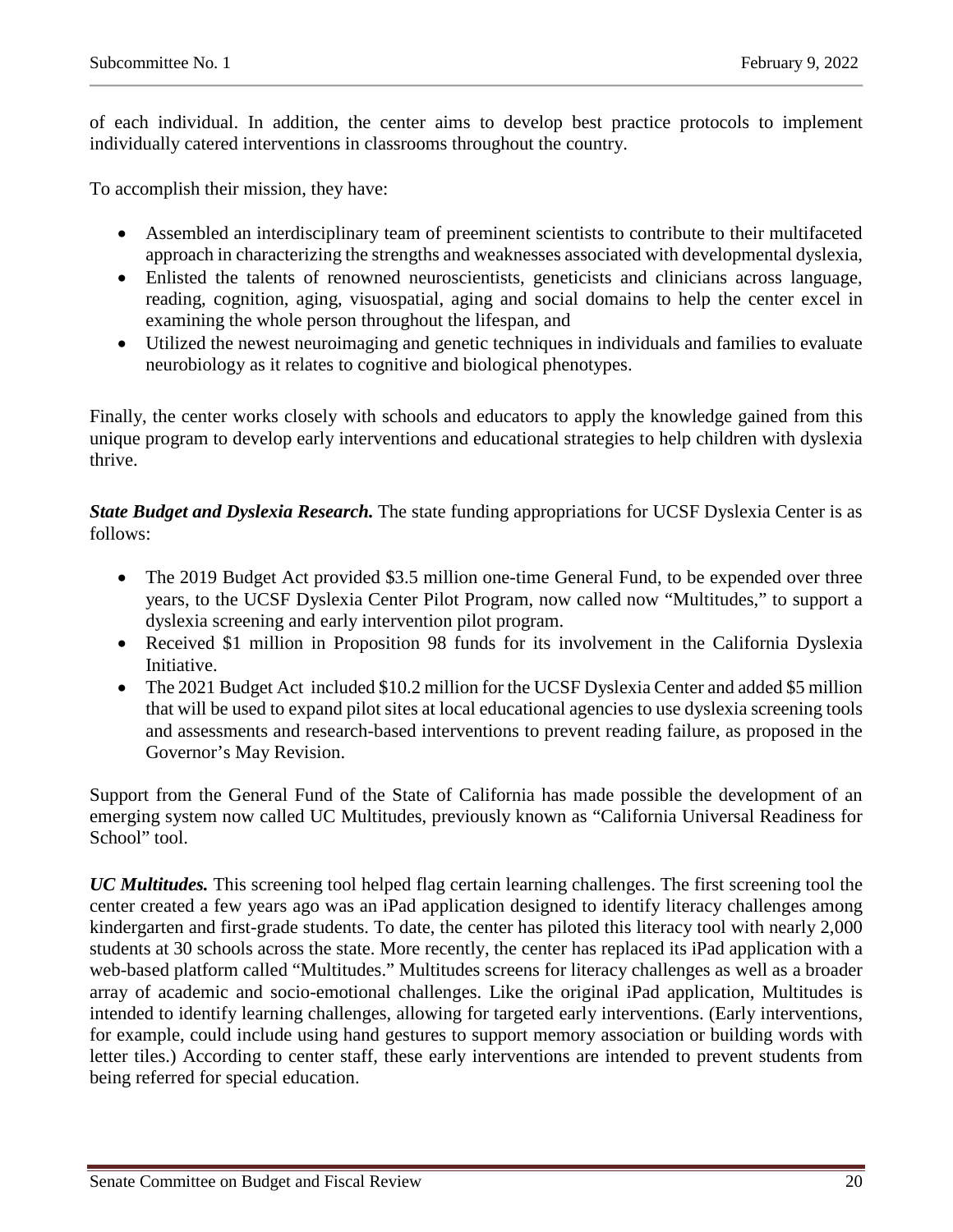of each individual. In addition, the center aims to develop best practice protocols to implement individually catered interventions in classrooms throughout the country.

To accomplish their mission, they have:

- Assembled an interdisciplinary team of preeminent scientists to contribute to their multifaceted approach in characterizing the strengths and weaknesses associated with developmental dyslexia,
- Enlisted the talents of renowned neuroscientists, geneticists and clinicians across language, reading, cognition, aging, visuospatial, aging and social domains to help the center excel in examining the whole person throughout the lifespan, and
- Utilized the newest neuroimaging and genetic techniques in individuals and families to evaluate neurobiology as it relates to cognitive and biological phenotypes.

Finally, the center works closely with schools and educators to apply the knowledge gained from this unique program to develop early interventions and educational strategies to help children with dyslexia thrive.

***State Budget and Dyslexia Research.*** The state funding appropriations for UCSF Dyslexia Center is as follows:

- The 2019 Budget Act provided $3.5 million one-time General Fund, to be expended over three years, to the UCSF Dyslexia Center Pilot Program, now called now "Multitudes," to support a dyslexia screening and early intervention pilot program.
- Received $1 million in Proposition 98 funds for its involvement in the California Dyslexia Initiative.
- The 2021 Budget Act included $10.2 million for the UCSF Dyslexia Center and added $5 million that will be used to expand pilot sites at local educational agencies to use dyslexia screening tools and assessments and research-based interventions to prevent reading failure, as proposed in the Governor's May Revision.

Support from the General Fund of the State of California has made possible the development of an emerging system now called UC Multitudes, previously known as "California Universal Readiness for School" tool.

***UC Multitudes.*** This screening tool helped flag certain learning challenges. The first screening tool the center created a few years ago was an iPad application designed to identify literacy challenges among kindergarten and first-grade students. To date, the center has piloted this literacy tool with nearly 2,000 students at 30 schools across the state. More recently, the center has replaced its iPad application with a web-based platform called "Multitudes." Multitudes screens for literacy challenges as well as a broader array of academic and socio-emotional challenges. Like the original iPad application, Multitudes is intended to identify learning challenges, allowing for targeted early interventions. (Early interventions, for example, could include using hand gestures to support memory association or building words with letter tiles.) According to center staff, these early interventions are intended to prevent students from being referred for special education.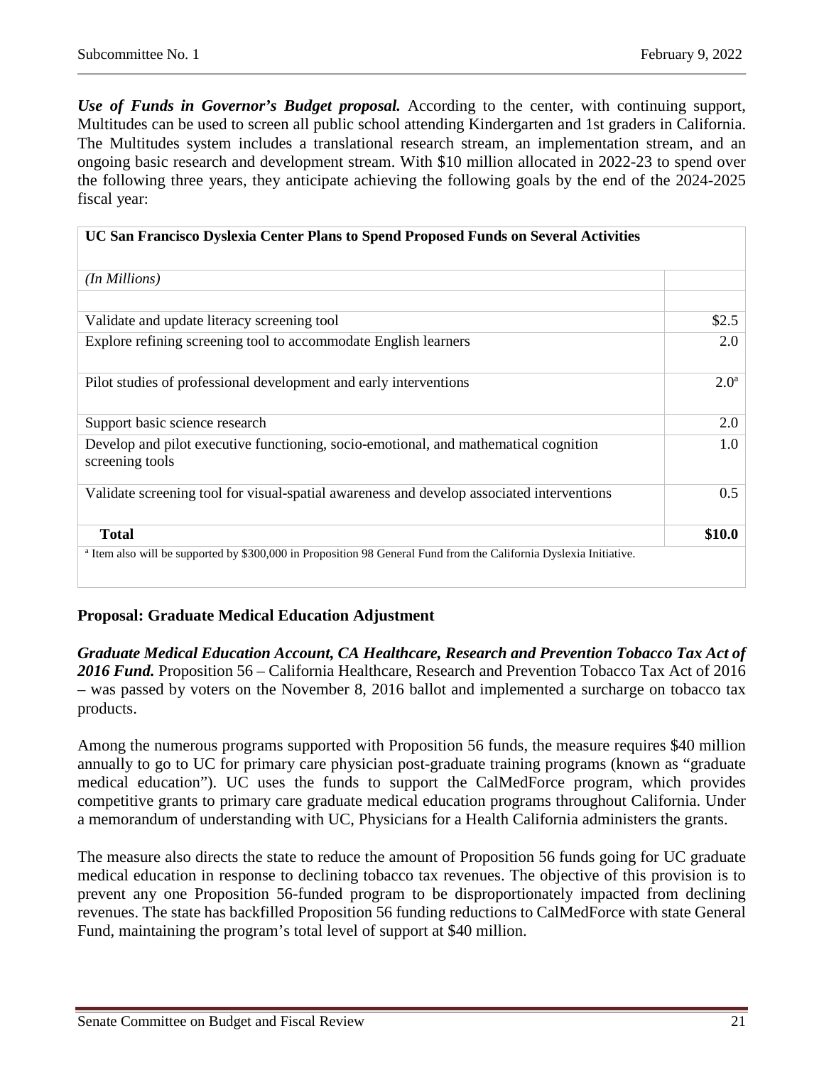***Use of Funds in Governor's Budget proposal.*** According to the center, with continuing support, Multitudes can be used to screen all public school attending Kindergarten and 1st graders in California. The Multitudes system includes a translational research stream, an implementation stream, and an ongoing basic research and development stream. With $10 million allocated in 2022-23 to spend over the following three years, they anticipate achieving the following goals by the end of the 2024-2025 fiscal year:

| UC San Francisco Dyslexia Center Plans to Spend Proposed Funds on Several Activities | |
|---|---|
| *(In Millions)* | |
| | |
| Validate and update literacy screening tool | $2.5 |
| Explore refining screening tool to accommodate English learners | 2.0 |
| Pilot studies of professional development and early interventions | 2.0[a] |
| Support basic science research | 2.0 |
| Develop and pilot executive functioning, socio-emotional, and mathematical cognition screening tools | 1.0 |
| Validate screening tool for visual-spatial awareness and develop associated interventions | 0.5 |
| **Total** | **$10.0** |

[a] Item also will be supported by $300,000 in Proposition 98 General Fund from the California Dyslexia Initiative.

## Proposal: Graduate Medical Education Adjustment

***Graduate Medical Education Account, CA Healthcare, Research and Prevention Tobacco Tax Act of 2016 Fund.*** Proposition 56 – California Healthcare, Research and Prevention Tobacco Tax Act of 2016 – was passed by voters on the November 8, 2016 ballot and implemented a surcharge on tobacco tax products.

Among the numerous programs supported with Proposition 56 funds, the measure requires $40 million annually to go to UC for primary care physician post-graduate training programs (known as "graduate medical education"). UC uses the funds to support the CalMedForce program, which provides competitive grants to primary care graduate medical education programs throughout California. Under a memorandum of understanding with UC, Physicians for a Health California administers the grants.

The measure also directs the state to reduce the amount of Proposition 56 funds going for UC graduate medical education in response to declining tobacco tax revenues. The objective of this provision is to prevent any one Proposition 56-funded program to be disproportionately impacted from declining revenues. The state has backfilled Proposition 56 funding reductions to CalMedForce with state General Fund, maintaining the program's total level of support at $40 million.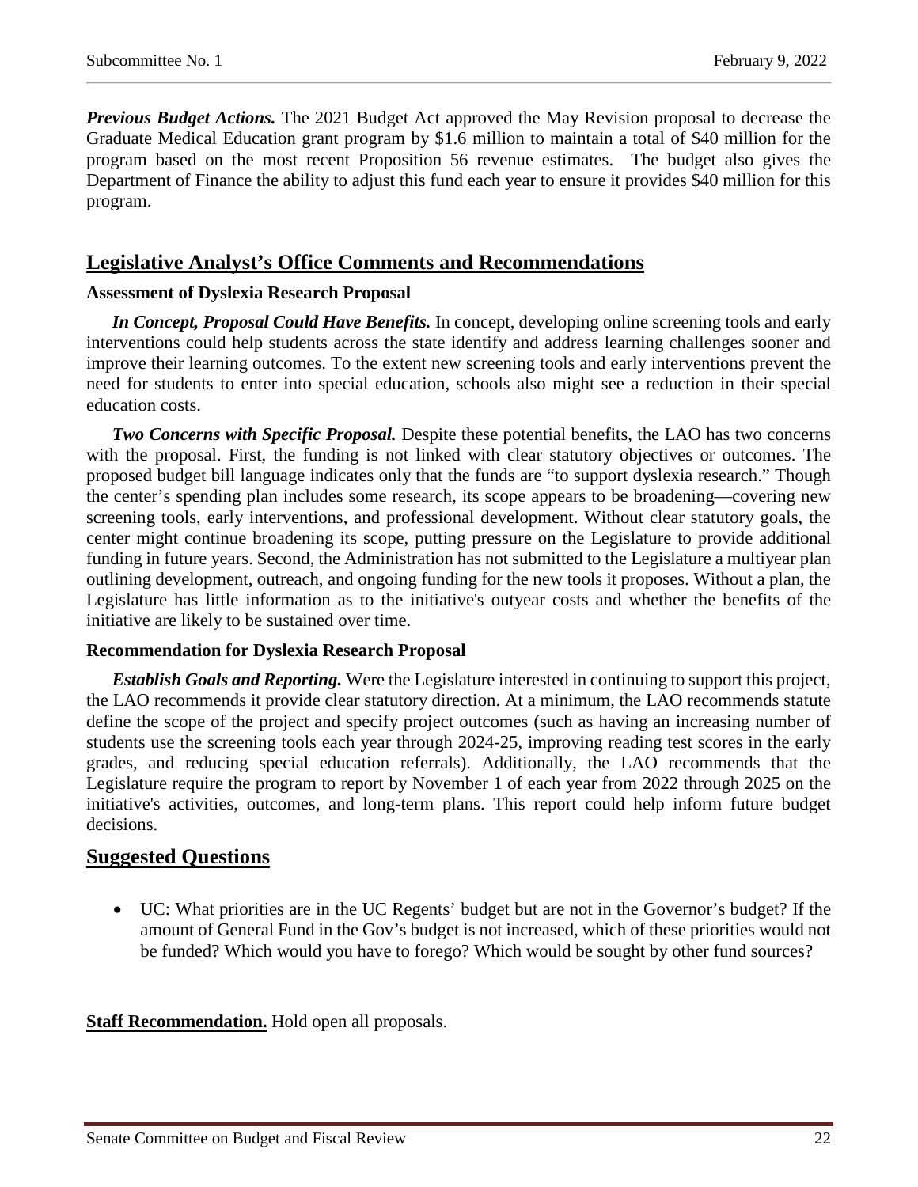***Previous Budget Actions.*** The 2021 Budget Act approved the May Revision proposal to decrease the Graduate Medical Education grant program by $1.6 million to maintain a total of $40 million for the program based on the most recent Proposition 56 revenue estimates. The budget also gives the Department of Finance the ability to adjust this fund each year to ensure it provides $40 million for this program.

## Legislative Analyst's Office Comments and Recommendations

### Assessment of Dyslexia Research Proposal

***In Concept, Proposal Could Have Benefits.*** In concept, developing online screening tools and early interventions could help students across the state identify and address learning challenges sooner and improve their learning outcomes. To the extent new screening tools and early interventions prevent the need for students to enter into special education, schools also might see a reduction in their special education costs.

***Two Concerns with Specific Proposal.*** Despite these potential benefits, the LAO has two concerns with the proposal. First, the funding is not linked with clear statutory objectives or outcomes. The proposed budget bill language indicates only that the funds are "to support dyslexia research." Though the center's spending plan includes some research, its scope appears to be broadening—covering new screening tools, early interventions, and professional development. Without clear statutory goals, the center might continue broadening its scope, putting pressure on the Legislature to provide additional funding in future years. Second, the Administration has not submitted to the Legislature a multiyear plan outlining development, outreach, and ongoing funding for the new tools it proposes. Without a plan, the Legislature has little information as to the initiative's outyear costs and whether the benefits of the initiative are likely to be sustained over time.

### Recommendation for Dyslexia Research Proposal

***Establish Goals and Reporting.*** Were the Legislature interested in continuing to support this project, the LAO recommends it provide clear statutory direction. At a minimum, the LAO recommends statute define the scope of the project and specify project outcomes (such as having an increasing number of students use the screening tools each year through 2024-25, improving reading test scores in the early grades, and reducing special education referrals). Additionally, the LAO recommends that the Legislature require the program to report by November 1 of each year from 2022 through 2025 on the initiative's activities, outcomes, and long-term plans. This report could help inform future budget decisions.

## Suggested Questions

- UC: What priorities are in the UC Regents' budget but are not in the Governor's budget? If the amount of General Fund in the Gov's budget is not increased, which of these priorities would not be funded? Which would you have to forego? Which would be sought by other fund sources?

**Staff Recommendation.** Hold open all proposals.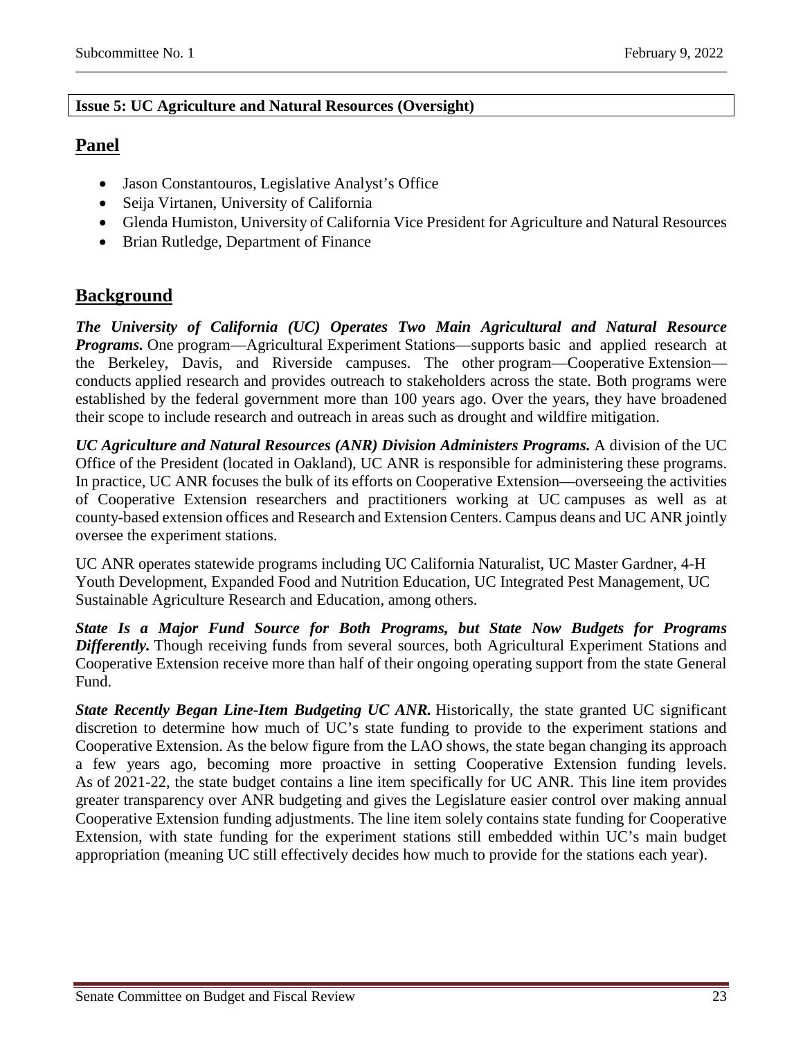**Issue 5: UC Agriculture and Natural Resources (Oversight)**

## Panel

- Jason Constantouros, Legislative Analyst's Office
- Seija Virtanen, University of California
- Glenda Humiston, University of California Vice President for Agriculture and Natural Resources
- Brian Rutledge, Department of Finance

## Background

***The University of California (UC) Operates Two Main Agricultural and Natural Resource Programs.*** One program—Agricultural Experiment Stations—supports basic and applied research at the Berkeley, Davis, and Riverside campuses. The other program—Cooperative Extension—conducts applied research and provides outreach to stakeholders across the state. Both programs were established by the federal government more than 100 years ago. Over the years, they have broadened their scope to include research and outreach in areas such as drought and wildfire mitigation.

***UC Agriculture and Natural Resources (ANR) Division Administers Programs.*** A division of the UC Office of the President (located in Oakland), UC ANR is responsible for administering these programs. In practice, UC ANR focuses the bulk of its efforts on Cooperative Extension—overseeing the activities of Cooperative Extension researchers and practitioners working at UC campuses as well as at county-based extension offices and Research and Extension Centers. Campus deans and UC ANR jointly oversee the experiment stations.

UC ANR operates statewide programs including UC California Naturalist, UC Master Gardner, 4-H Youth Development, Expanded Food and Nutrition Education, UC Integrated Pest Management, UC Sustainable Agriculture Research and Education, among others.

***State Is a Major Fund Source for Both Programs, but State Now Budgets for Programs Differently.*** Though receiving funds from several sources, both Agricultural Experiment Stations and Cooperative Extension receive more than half of their ongoing operating support from the state General Fund.

***State Recently Began Line-Item Budgeting UC ANR.*** Historically, the state granted UC significant discretion to determine how much of UC's state funding to provide to the experiment stations and Cooperative Extension. As the below figure from the LAO shows, the state began changing its approach a few years ago, becoming more proactive in setting Cooperative Extension funding levels. As of 2021-22, the state budget contains a line item specifically for UC ANR. This line item provides greater transparency over ANR budgeting and gives the Legislature easier control over making annual Cooperative Extension funding adjustments. The line item solely contains state funding for Cooperative Extension, with state funding for the experiment stations still embedded within UC's main budget appropriation (meaning UC still effectively decides how much to provide for the stations each year).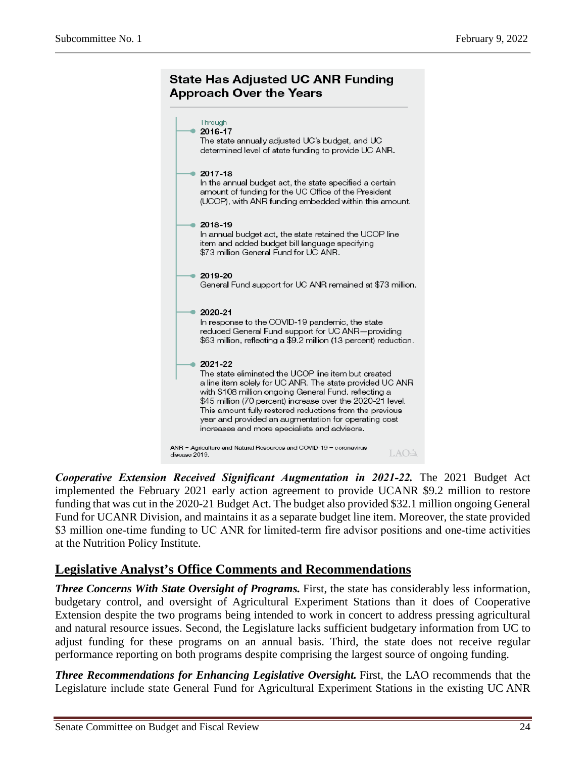**State Has Adjusted UC ANR Funding Approach Over the Years**

- Through **2016-17**
  The state annually adjusted UC's budget, and UC determined level of state funding to provide UC ANR.

- **2017-18**
  In the annual budget act, the state specified a certain amount of funding for the UC Office of the President (UCOP), with ANR funding embedded within this amount.

- **2018-19**
  In annual budget act, the state retained the UCOP line item and added budget bill language specifying $73 million General Fund for UC ANR.

- **2019-20**
  General Fund support for UC ANR remained at $73 million.

- **2020-21**
  In response to the COVID-19 pandemic, the state reduced General Fund support for UC ANR—providing $63 million, reflecting a $9.2 million (13 percent) reduction.

- **2021-22**
  The state eliminated the UCOP line item but created a line item solely for UC ANR. The state provided UC ANR with $108 million ongoing General Fund, reflecting a $45 million (70 percent) increase over the 2020-21 level. This amount fully restored reductions from the previous year and provided an augmentation for operating cost increases and more specialists and advisors.

ANR = Agriculture and Natural Resources and COVID-19 = coronavirus disease 2019.

***Cooperative Extension Received Significant Augmentation in 2021-22.*** The 2021 Budget Act implemented the February 2021 early action agreement to provide UCANR $9.2 million to restore funding that was cut in the 2020-21 Budget Act. The budget also provided $32.1 million ongoing General Fund for UCANR Division, and maintains it as a separate budget line item. Moreover, the state provided $3 million one-time funding to UC ANR for limited-term fire advisor positions and one-time activities at the Nutrition Policy Institute.

## Legislative Analyst's Office Comments and Recommendations

***Three Concerns With State Oversight of Programs.*** First, the state has considerably less information, budgetary control, and oversight of Agricultural Experiment Stations than it does of Cooperative Extension despite the two programs being intended to work in concert to address pressing agricultural and natural resource issues. Second, the Legislature lacks sufficient budgetary information from UC to adjust funding for these programs on an annual basis. Third, the state does not receive regular performance reporting on both programs despite comprising the largest source of ongoing funding.

***Three Recommendations for Enhancing Legislative Oversight.*** First, the LAO recommends that the Legislature include state General Fund for Agricultural Experiment Stations in the existing UC ANR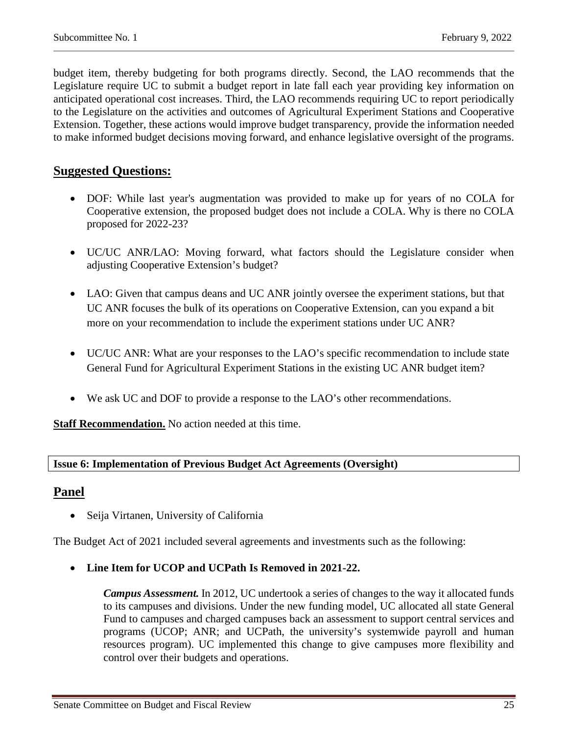budget item, thereby budgeting for both programs directly. Second, the LAO recommends that the Legislature require UC to submit a budget report in late fall each year providing key information on anticipated operational cost increases. Third, the LAO recommends requiring UC to report periodically to the Legislature on the activities and outcomes of Agricultural Experiment Stations and Cooperative Extension. Together, these actions would improve budget transparency, provide the information needed to make informed budget decisions moving forward, and enhance legislative oversight of the programs.

## Suggested Questions:

- DOF: While last year's augmentation was provided to make up for years of no COLA for Cooperative extension, the proposed budget does not include a COLA. Why is there no COLA proposed for 2022-23?
- UC/UC ANR/LAO: Moving forward, what factors should the Legislature consider when adjusting Cooperative Extension's budget?
- LAO: Given that campus deans and UC ANR jointly oversee the experiment stations, but that UC ANR focuses the bulk of its operations on Cooperative Extension, can you expand a bit more on your recommendation to include the experiment stations under UC ANR?
- UC/UC ANR: What are your responses to the LAO's specific recommendation to include state General Fund for Agricultural Experiment Stations in the existing UC ANR budget item?
- We ask UC and DOF to provide a response to the LAO's other recommendations.

**Staff Recommendation.** No action needed at this time.

### Issue 6: Implementation of Previous Budget Act Agreements (Oversight)

## Panel

- Seija Virtanen, University of California

The Budget Act of 2021 included several agreements and investments such as the following:

- **Line Item for UCOP and UCPath Is Removed in 2021-22.**

  ***Campus Assessment.*** In 2012, UC undertook a series of changes to the way it allocated funds to its campuses and divisions. Under the new funding model, UC allocated all state General Fund to campuses and charged campuses back an assessment to support central services and programs (UCOP; ANR; and UCPath, the university's systemwide payroll and human resources program). UC implemented this change to give campuses more flexibility and control over their budgets and operations.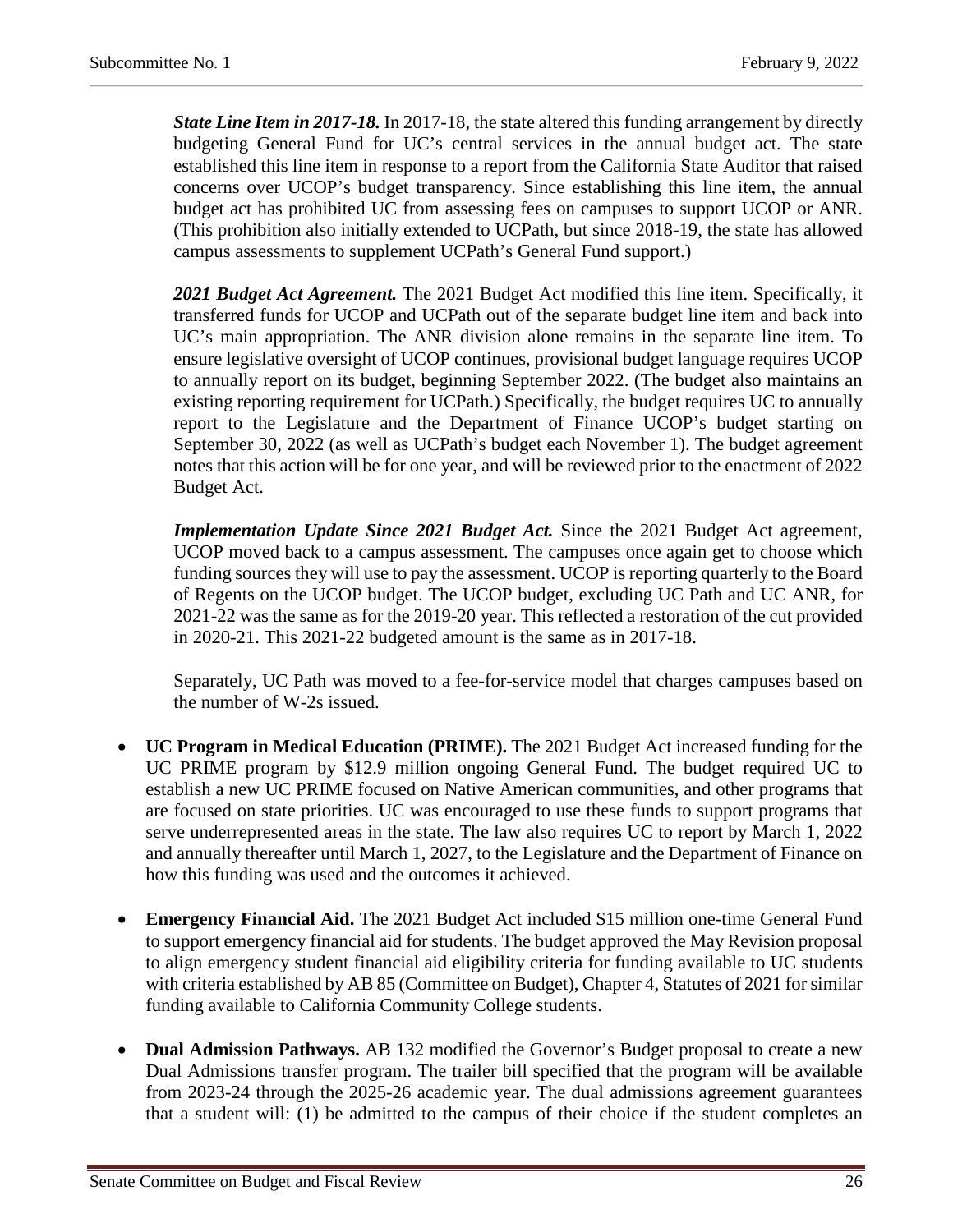***State Line Item in 2017-18.*** In 2017-18, the state altered this funding arrangement by directly budgeting General Fund for UC's central services in the annual budget act. The state established this line item in response to a report from the California State Auditor that raised concerns over UCOP's budget transparency. Since establishing this line item, the annual budget act has prohibited UC from assessing fees on campuses to support UCOP or ANR. (This prohibition also initially extended to UCPath, but since 2018-19, the state has allowed campus assessments to supplement UCPath's General Fund support.)

***2021 Budget Act Agreement.*** The 2021 Budget Act modified this line item. Specifically, it transferred funds for UCOP and UCPath out of the separate budget line item and back into UC's main appropriation. The ANR division alone remains in the separate line item. To ensure legislative oversight of UCOP continues, provisional budget language requires UCOP to annually report on its budget, beginning September 2022. (The budget also maintains an existing reporting requirement for UCPath.) Specifically, the budget requires UC to annually report to the Legislature and the Department of Finance UCOP's budget starting on September 30, 2022 (as well as UCPath's budget each November 1). The budget agreement notes that this action will be for one year, and will be reviewed prior to the enactment of 2022 Budget Act.

***Implementation Update Since 2021 Budget Act.*** Since the 2021 Budget Act agreement, UCOP moved back to a campus assessment. The campuses once again get to choose which funding sources they will use to pay the assessment. UCOP is reporting quarterly to the Board of Regents on the UCOP budget. The UCOP budget, excluding UC Path and UC ANR, for 2021-22 was the same as for the 2019-20 year. This reflected a restoration of the cut provided in 2020-21. This 2021-22 budgeted amount is the same as in 2017-18.

Separately, UC Path was moved to a fee-for-service model that charges campuses based on the number of W-2s issued.

- **UC Program in Medical Education (PRIME).** The 2021 Budget Act increased funding for the UC PRIME program by $12.9 million ongoing General Fund. The budget required UC to establish a new UC PRIME focused on Native American communities, and other programs that are focused on state priorities. UC was encouraged to use these funds to support programs that serve underrepresented areas in the state. The law also requires UC to report by March 1, 2022 and annually thereafter until March 1, 2027, to the Legislature and the Department of Finance on how this funding was used and the outcomes it achieved.

- **Emergency Financial Aid.** The 2021 Budget Act included $15 million one-time General Fund to support emergency financial aid for students. The budget approved the May Revision proposal to align emergency student financial aid eligibility criteria for funding available to UC students with criteria established by AB 85 (Committee on Budget), Chapter 4, Statutes of 2021 for similar funding available to California Community College students.

- **Dual Admission Pathways.** AB 132 modified the Governor's Budget proposal to create a new Dual Admissions transfer program. The trailer bill specified that the program will be available from 2023-24 through the 2025-26 academic year. The dual admissions agreement guarantees that a student will: (1) be admitted to the campus of their choice if the student completes an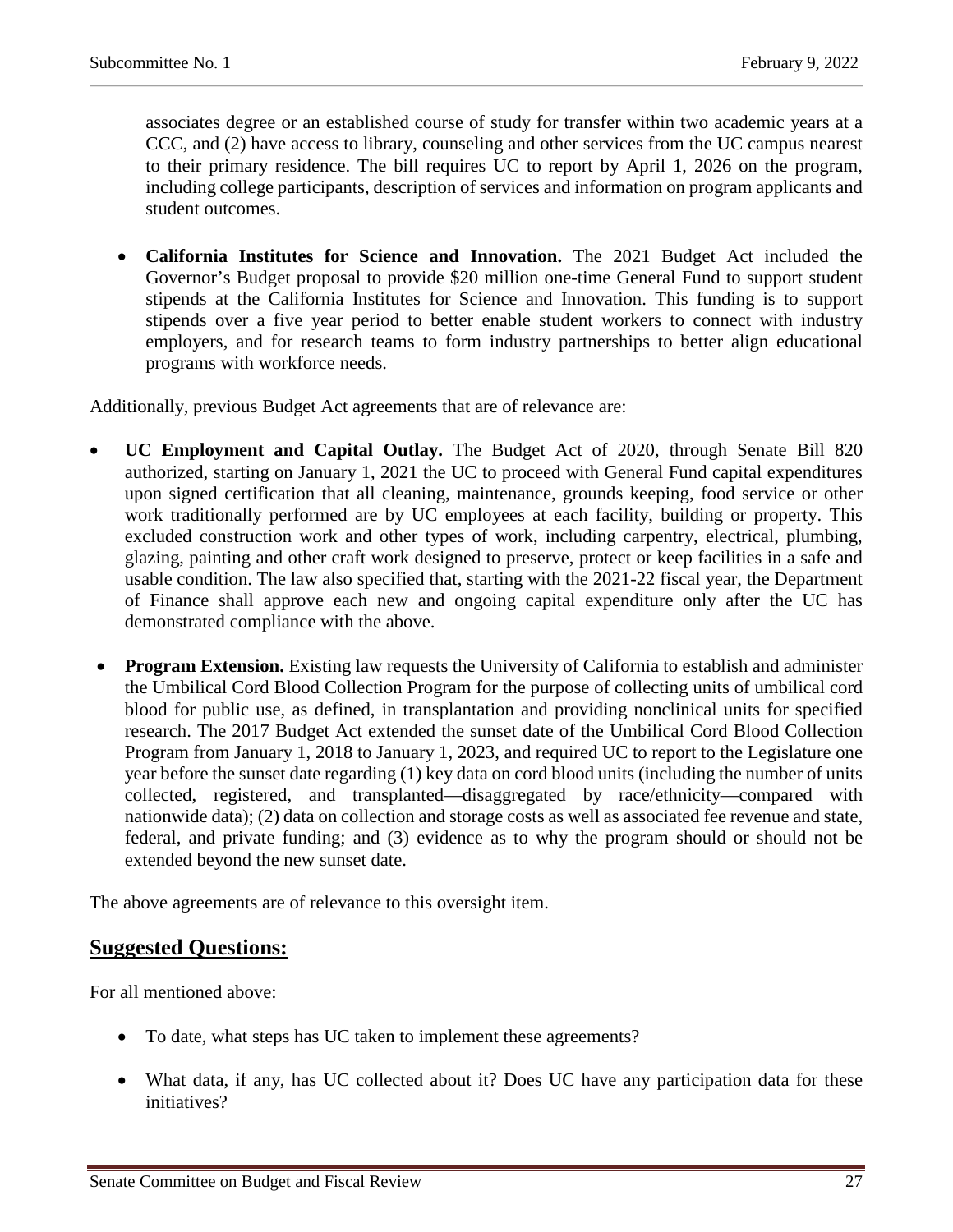associates degree or an established course of study for transfer within two academic years at a CCC, and (2) have access to library, counseling and other services from the UC campus nearest to their primary residence. The bill requires UC to report by April 1, 2026 on the program, including college participants, description of services and information on program applicants and student outcomes.

- **California Institutes for Science and Innovation.** The 2021 Budget Act included the Governor's Budget proposal to provide $20 million one-time General Fund to support student stipends at the California Institutes for Science and Innovation. This funding is to support stipends over a five year period to better enable student workers to connect with industry employers, and for research teams to form industry partnerships to better align educational programs with workforce needs.

Additionally, previous Budget Act agreements that are of relevance are:

- **UC Employment and Capital Outlay.** The Budget Act of 2020, through Senate Bill 820 authorized, starting on January 1, 2021 the UC to proceed with General Fund capital expenditures upon signed certification that all cleaning, maintenance, grounds keeping, food service or other work traditionally performed are by UC employees at each facility, building or property. This excluded construction work and other types of work, including carpentry, electrical, plumbing, glazing, painting and other craft work designed to preserve, protect or keep facilities in a safe and usable condition. The law also specified that, starting with the 2021-22 fiscal year, the Department of Finance shall approve each new and ongoing capital expenditure only after the UC has demonstrated compliance with the above.

- **Program Extension.** Existing law requests the University of California to establish and administer the Umbilical Cord Blood Collection Program for the purpose of collecting units of umbilical cord blood for public use, as defined, in transplantation and providing nonclinical units for specified research. The 2017 Budget Act extended the sunset date of the Umbilical Cord Blood Collection Program from January 1, 2018 to January 1, 2023, and required UC to report to the Legislature one year before the sunset date regarding (1) key data on cord blood units (including the number of units collected, registered, and transplanted—disaggregated by race/ethnicity—compared with nationwide data); (2) data on collection and storage costs as well as associated fee revenue and state, federal, and private funding; and (3) evidence as to why the program should or should not be extended beyond the new sunset date.

The above agreements are of relevance to this oversight item.

## Suggested Questions:

For all mentioned above:

- To date, what steps has UC taken to implement these agreements?

- What data, if any, has UC collected about it? Does UC have any participation data for these initiatives?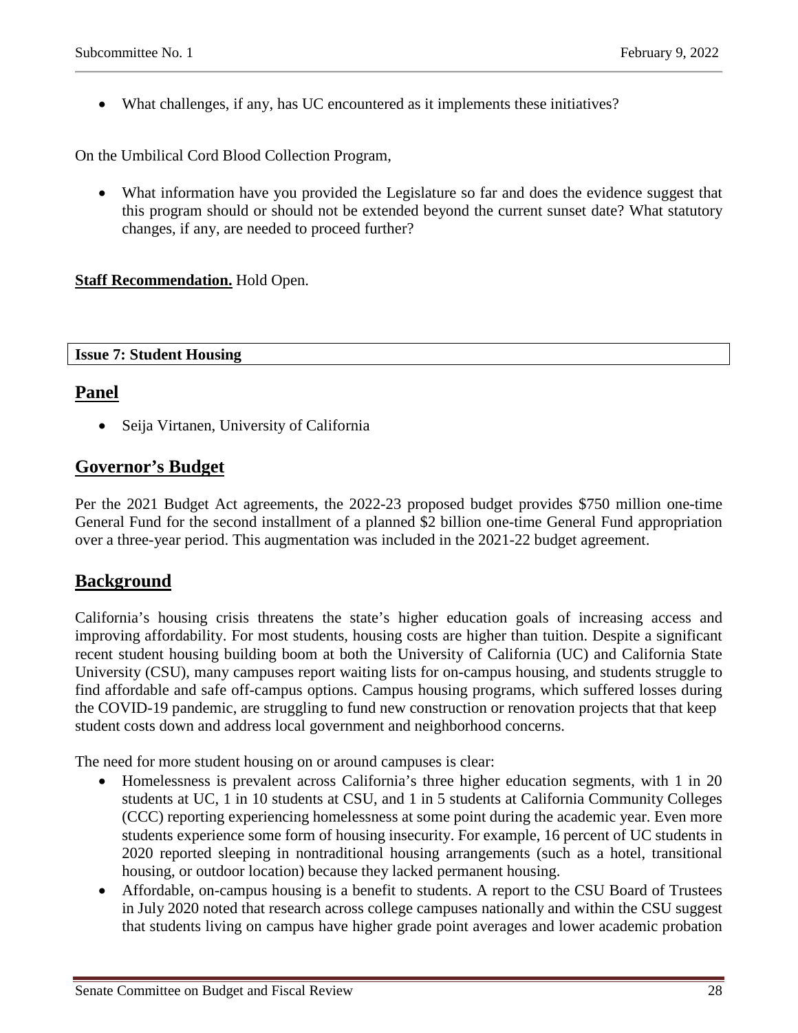- What challenges, if any, has UC encountered as it implements these initiatives?

On the Umbilical Cord Blood Collection Program,

- What information have you provided the Legislature so far and does the evidence suggest that this program should or should not be extended beyond the current sunset date? What statutory changes, if any, are needed to proceed further?

**Staff Recommendation.** Hold Open.

**Issue 7: Student Housing**

## Panel

- Seija Virtanen, University of California

## Governor's Budget

Per the 2021 Budget Act agreements, the 2022-23 proposed budget provides $750 million one-time General Fund for the second installment of a planned $2 billion one-time General Fund appropriation over a three-year period. This augmentation was included in the 2021-22 budget agreement.

## Background

California's housing crisis threatens the state's higher education goals of increasing access and improving affordability. For most students, housing costs are higher than tuition. Despite a significant recent student housing building boom at both the University of California (UC) and California State University (CSU), many campuses report waiting lists for on-campus housing, and students struggle to find affordable and safe off-campus options. Campus housing programs, which suffered losses during the COVID-19 pandemic, are struggling to fund new construction or renovation projects that that keep student costs down and address local government and neighborhood concerns.

The need for more student housing on or around campuses is clear:

- Homelessness is prevalent across California's three higher education segments, with 1 in 20 students at UC, 1 in 10 students at CSU, and 1 in 5 students at California Community Colleges (CCC) reporting experiencing homelessness at some point during the academic year. Even more students experience some form of housing insecurity. For example, 16 percent of UC students in 2020 reported sleeping in nontraditional housing arrangements (such as a hotel, transitional housing, or outdoor location) because they lacked permanent housing.
- Affordable, on-campus housing is a benefit to students. A report to the CSU Board of Trustees in July 2020 noted that research across college campuses nationally and within the CSU suggest that students living on campus have higher grade point averages and lower academic probation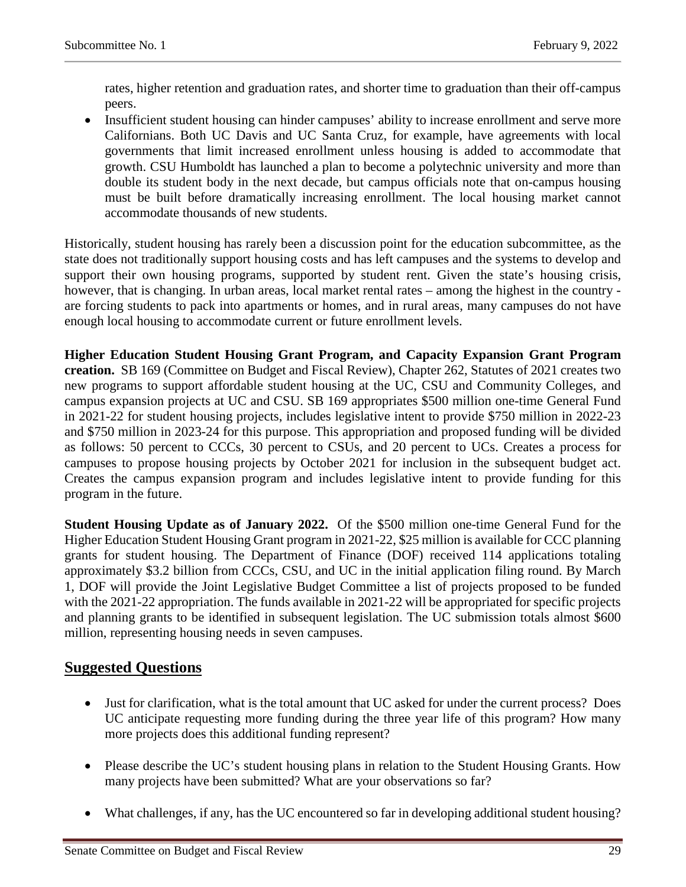rates, higher retention and graduation rates, and shorter time to graduation than their off-campus peers.

- Insufficient student housing can hinder campuses' ability to increase enrollment and serve more Californians. Both UC Davis and UC Santa Cruz, for example, have agreements with local governments that limit increased enrollment unless housing is added to accommodate that growth. CSU Humboldt has launched a plan to become a polytechnic university and more than double its student body in the next decade, but campus officials note that on-campus housing must be built before dramatically increasing enrollment. The local housing market cannot accommodate thousands of new students.

Historically, student housing has rarely been a discussion point for the education subcommittee, as the state does not traditionally support housing costs and has left campuses and the systems to develop and support their own housing programs, supported by student rent. Given the state's housing crisis, however, that is changing. In urban areas, local market rental rates – among the highest in the country - are forcing students to pack into apartments or homes, and in rural areas, many campuses do not have enough local housing to accommodate current or future enrollment levels.

**Higher Education Student Housing Grant Program, and Capacity Expansion Grant Program creation.** SB 169 (Committee on Budget and Fiscal Review), Chapter 262, Statutes of 2021 creates two new programs to support affordable student housing at the UC, CSU and Community Colleges, and campus expansion projects at UC and CSU. SB 169 appropriates $500 million one-time General Fund in 2021-22 for student housing projects, includes legislative intent to provide $750 million in 2022-23 and $750 million in 2023-24 for this purpose. This appropriation and proposed funding will be divided as follows: 50 percent to CCCs, 30 percent to CSUs, and 20 percent to UCs. Creates a process for campuses to propose housing projects by October 2021 for inclusion in the subsequent budget act. Creates the campus expansion program and includes legislative intent to provide funding for this program in the future.

**Student Housing Update as of January 2022.** Of the $500 million one-time General Fund for the Higher Education Student Housing Grant program in 2021-22, $25 million is available for CCC planning grants for student housing. The Department of Finance (DOF) received 114 applications totaling approximately $3.2 billion from CCCs, CSU, and UC in the initial application filing round. By March 1, DOF will provide the Joint Legislative Budget Committee a list of projects proposed to be funded with the 2021-22 appropriation. The funds available in 2021-22 will be appropriated for specific projects and planning grants to be identified in subsequent legislation. The UC submission totals almost $600 million, representing housing needs in seven campuses.

## Suggested Questions

- Just for clarification, what is the total amount that UC asked for under the current process? Does UC anticipate requesting more funding during the three year life of this program? How many more projects does this additional funding represent?

- Please describe the UC's student housing plans in relation to the Student Housing Grants. How many projects have been submitted? What are your observations so far?

- What challenges, if any, has the UC encountered so far in developing additional student housing?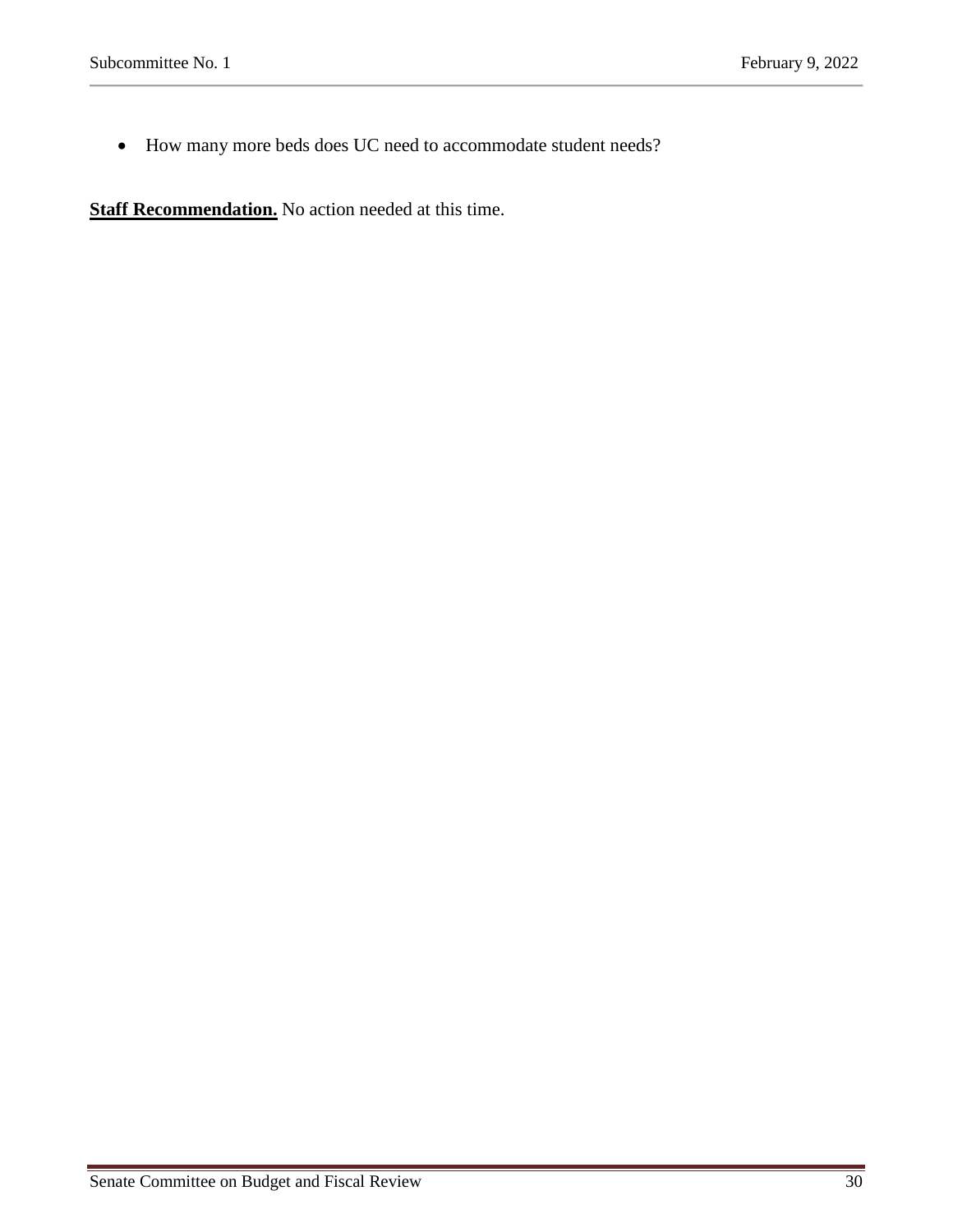- How many more beds does UC need to accommodate student needs?

**Staff Recommendation.** No action needed at this time.